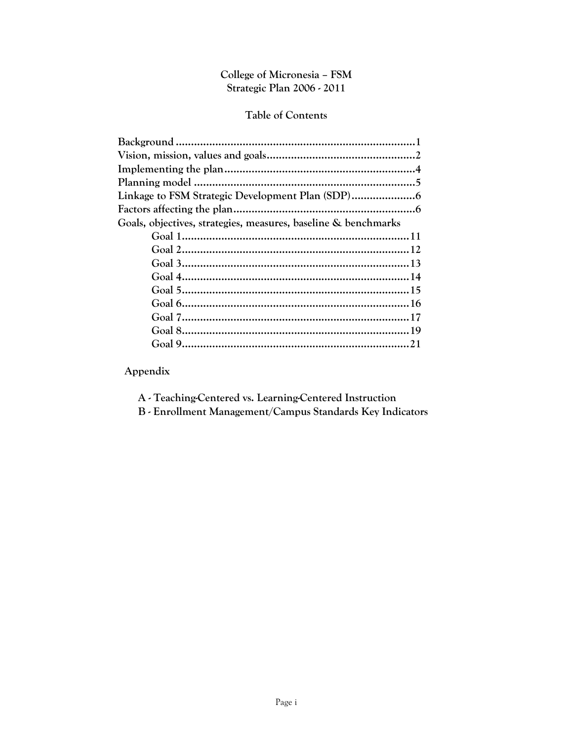# College of Micronesia – FSM
## Strategic Plan 2006 - 2011

### Table of Contents

- **Background** ............................................................................1
- **Vision, mission, values and goals** ..............................................2
- **Implementing the plan** ..............................................................4
- **Planning model** .........................................................................5
- **Linkage to FSM Strategic Development Plan (SDP)** .....................6
- **Factors affecting the plan** ...........................................................6
- **Goals, objectives, strategies, measures, baseline & benchmarks**
  - **Goal 1** ..................................................................................11
  - **Goal 2** ..................................................................................12
  - **Goal 3** ..................................................................................13
  - **Goal 4** ..................................................................................14
  - **Goal 5** ..................................................................................15
  - **Goal 6** ..................................................................................16
  - **Goal 7** ..................................................................................17
  - **Goal 8** ..................................................................................19
  - **Goal 9** ..................................................................................21

**Appendix**

- **A - Teaching-Centered vs. Learning-Centered Instruction**
- **B - Enrollment Management/Campus Standards Key Indicators**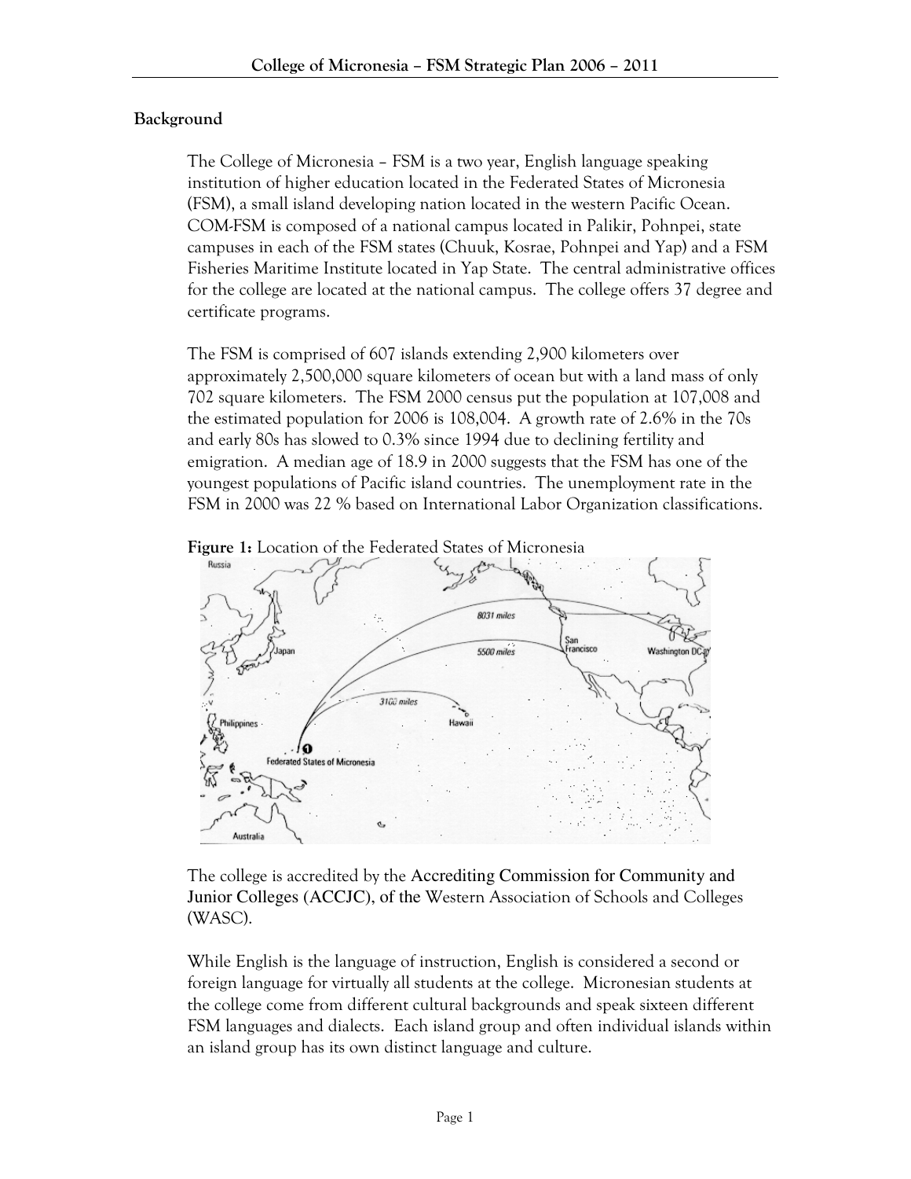## Background

The College of Micronesia – FSM is a two year, English language speaking institution of higher education located in the Federated States of Micronesia (FSM), a small island developing nation located in the western Pacific Ocean. COM-FSM is composed of a national campus located in Palikir, Pohnpei, state campuses in each of the FSM states (Chuuk, Kosrae, Pohnpei and Yap) and a FSM Fisheries Maritime Institute located in Yap State. The central administrative offices for the college are located at the national campus. The college offers 37 degree and certificate programs.

The FSM is comprised of 607 islands extending 2,900 kilometers over approximately 2,500,000 square kilometers of ocean but with a land mass of only 702 square kilometers. The FSM 2000 census put the population at 107,008 and the estimated population for 2006 is 108,004. A growth rate of 2.6% in the 70s and early 80s has slowed to 0.3% since 1994 due to declining fertility and emigration. A median age of 18.9 in 2000 suggests that the FSM has one of the youngest populations of Pacific island countries. The unemployment rate in the FSM in 2000 was 22 % based on International Labor Organization classifications.

**Figure 1:** Location of the Federated States of Micronesia

The college is accredited by the Accrediting Commission for Community and Junior Colleges (ACCJC), of the Western Association of Schools and Colleges (WASC).

While English is the language of instruction, English is considered a second or foreign language for virtually all students at the college. Micronesian students at the college come from different cultural backgrounds and speak sixteen different FSM languages and dialects. Each island group and often individual islands within an island group has its own distinct language and culture.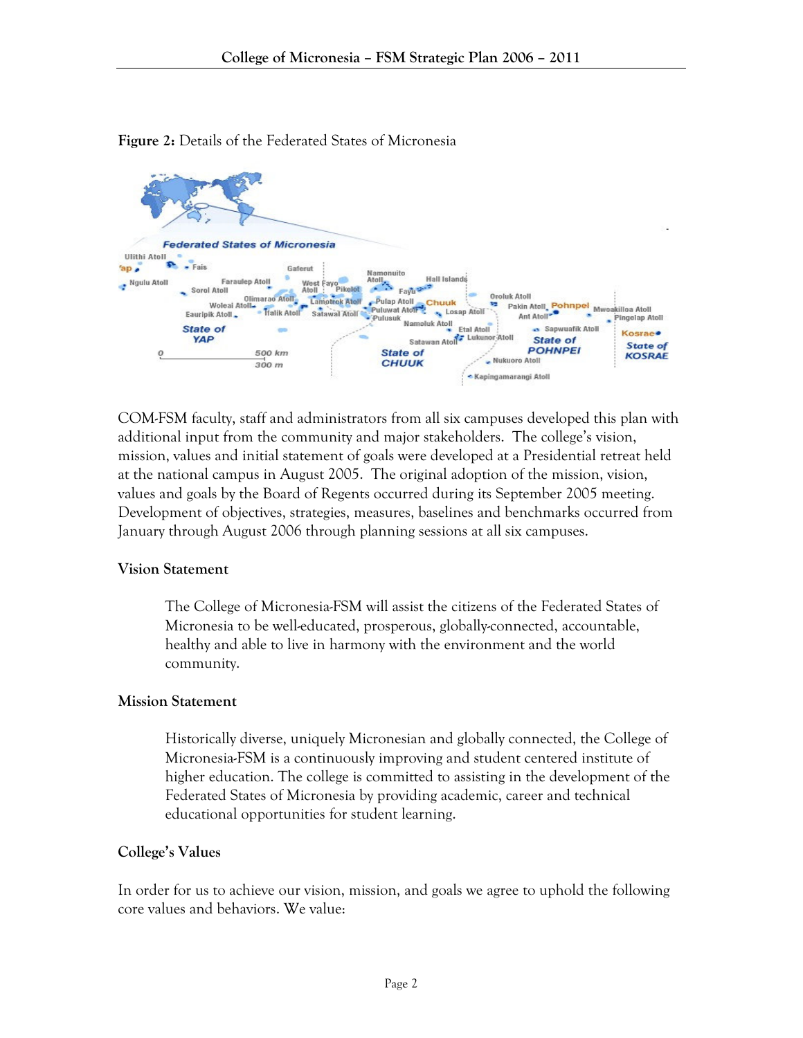**Figure 2:** Details of the Federated States of Micronesia

COM-FSM faculty, staff and administrators from all six campuses developed this plan with additional input from the community and major stakeholders. The college's vision, mission, values and initial statement of goals were developed at a Presidential retreat held at the national campus in August 2005. The original adoption of the mission, vision, values and goals by the Board of Regents occurred during its September 2005 meeting. Development of objectives, strategies, measures, baselines and benchmarks occurred from January through August 2006 through planning sessions at all six campuses.

### Vision Statement

> The College of Micronesia-FSM will assist the citizens of the Federated States of Micronesia to be well-educated, prosperous, globally-connected, accountable, healthy and able to live in harmony with the environment and the world community.

### Mission Statement

> Historically diverse, uniquely Micronesian and globally connected, the College of Micronesia-FSM is a continuously improving and student centered institute of higher education. The college is committed to assisting in the development of the Federated States of Micronesia by providing academic, career and technical educational opportunities for student learning.

### College's Values

In order for us to achieve our vision, mission, and goals we agree to uphold the following core values and behaviors. We value: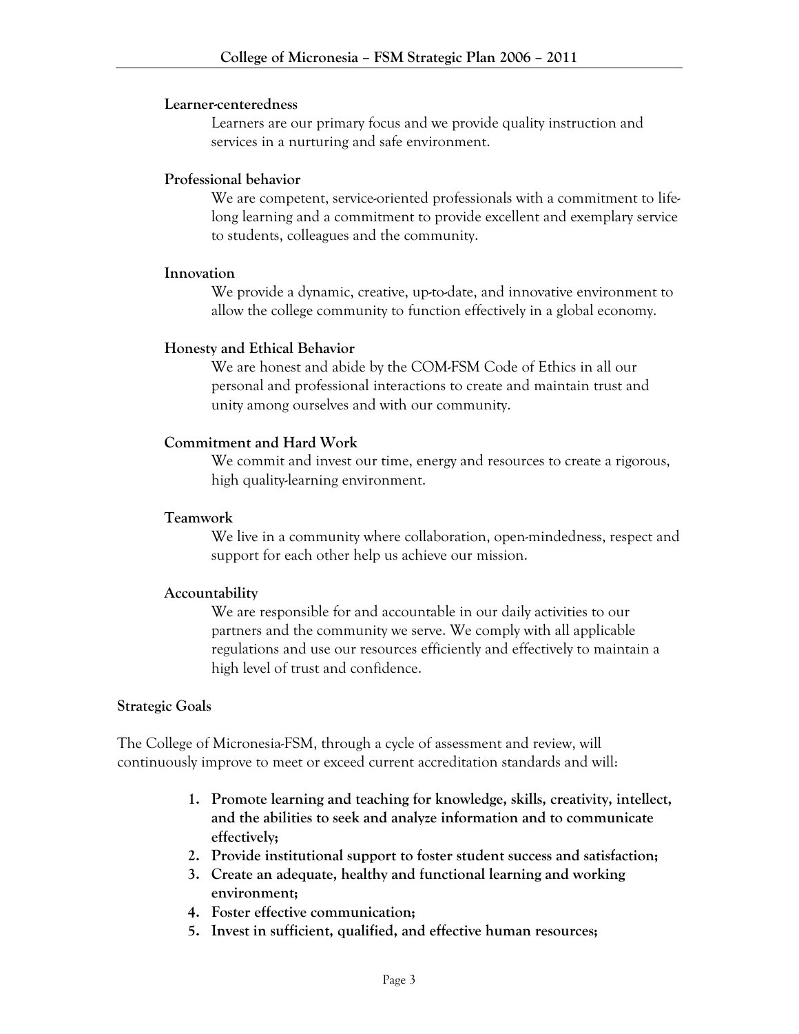**Learner-centeredness**

Learners are our primary focus and we provide quality instruction and services in a nurturing and safe environment.

**Professional behavior**

We are competent, service-oriented professionals with a commitment to life-long learning and a commitment to provide excellent and exemplary service to students, colleagues and the community.

**Innovation**

We provide a dynamic, creative, up-to-date, and innovative environment to allow the college community to function effectively in a global economy.

**Honesty and Ethical Behavior**

We are honest and abide by the COM-FSM Code of Ethics in all our personal and professional interactions to create and maintain trust and unity among ourselves and with our community.

**Commitment and Hard Work**

We commit and invest our time, energy and resources to create a rigorous, high quality-learning environment.

**Teamwork**

We live in a community where collaboration, open-mindedness, respect and support for each other help us achieve our mission.

**Accountability**

We are responsible for and accountable in our daily activities to our partners and the community we serve. We comply with all applicable regulations and use our resources efficiently and effectively to maintain a high level of trust and confidence.

**Strategic Goals**

The College of Micronesia-FSM, through a cycle of assessment and review, will continuously improve to meet or exceed current accreditation standards and will:

1. **Promote learning and teaching for knowledge, skills, creativity, intellect, and the abilities to seek and analyze information and to communicate effectively;**
2. **Provide institutional support to foster student success and satisfaction;**
3. **Create an adequate, healthy and functional learning and working environment;**
4. **Foster effective communication;**
5. **Invest in sufficient, qualified, and effective human resources;**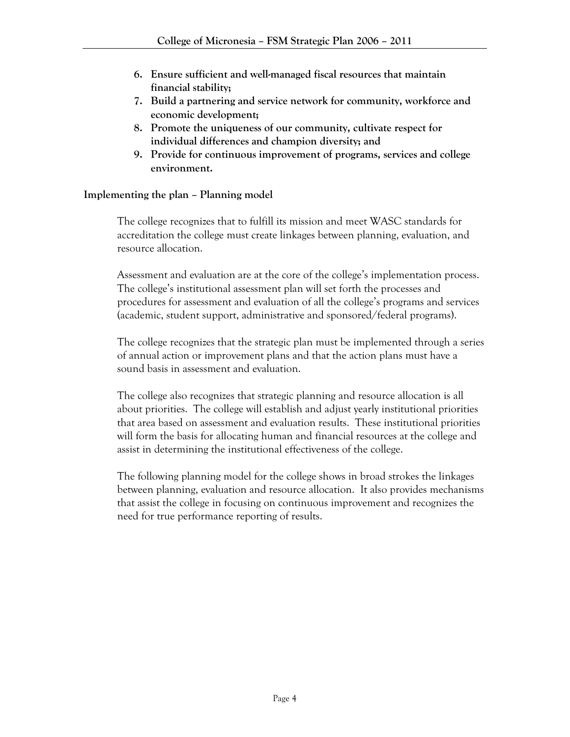6. **Ensure sufficient and well-managed fiscal resources that maintain financial stability;**
7. **Build a partnering and service network for community, workforce and economic development;**
8. **Promote the uniqueness of our community, cultivate respect for individual differences and champion diversity; and**
9. **Provide for continuous improvement of programs, services and college environment.**

**Implementing the plan – Planning model**

The college recognizes that to fulfill its mission and meet WASC standards for accreditation the college must create linkages between planning, evaluation, and resource allocation.

Assessment and evaluation are at the core of the college's implementation process. The college's institutional assessment plan will set forth the processes and procedures for assessment and evaluation of all the college's programs and services (academic, student support, administrative and sponsored/federal programs).

The college recognizes that the strategic plan must be implemented through a series of annual action or improvement plans and that the action plans must have a sound basis in assessment and evaluation.

The college also recognizes that strategic planning and resource allocation is all about priorities. The college will establish and adjust yearly institutional priorities that area based on assessment and evaluation results. These institutional priorities will form the basis for allocating human and financial resources at the college and assist in determining the institutional effectiveness of the college.

The following planning model for the college shows in broad strokes the linkages between planning, evaluation and resource allocation. It also provides mechanisms that assist the college in focusing on continuous improvement and recognizes the need for true performance reporting of results.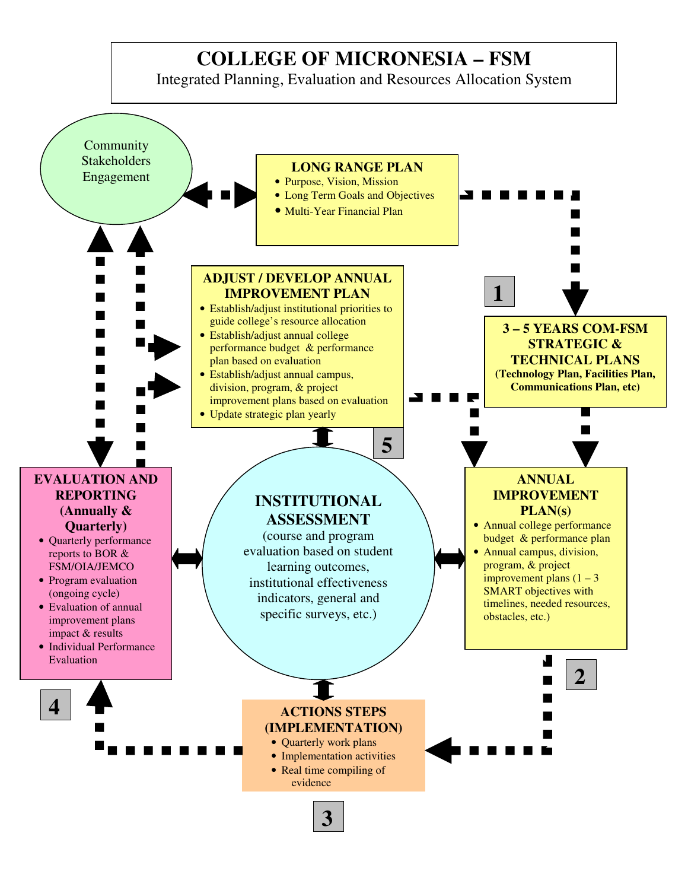# COLLEGE OF MICRONESIA – FSM

Integrated Planning, Evaluation and Resources Allocation System

Community Stakeholders Engagement

**LONG RANGE PLAN**

- Purpose, Vision, Mission
- Long Term Goals and Objectives
- Multi-Year Financial Plan

**1**

**3 – 5 YEARS COM-FSM STRATEGIC & TECHNICAL PLANS**

**(Technology Plan, Facilities Plan, Communications Plan, etc)**

**ADJUST / DEVELOP ANNUAL IMPROVEMENT PLAN**

- Establish/adjust institutional priorities to guide college's resource allocation
- Establish/adjust annual college performance budget & performance plan based on evaluation
- Establish/adjust annual campus, division, program, & project improvement plans based on evaluation
- Update strategic plan yearly

**5**

**INSTITUTIONAL ASSESSMENT**

(course and program evaluation based on student learning outcomes, institutional effectiveness indicators, general and specific surveys, etc.)

**ANNUAL IMPROVEMENT PLAN(s)**

- Annual college performance budget & performance plan
- Annual campus, division, program, & project improvement plans (1 – 3 SMART objectives with timelines, needed resources, obstacles, etc.)

**2**

**EVALUATION AND REPORTING (Annually & Quarterly)**

- Quarterly performance reports to BOR & FSM/OIA/JEMCO
- Program evaluation (ongoing cycle)
- Evaluation of annual improvement plans impact & results
- Individual Performance Evaluation

**4**

**ACTIONS STEPS (IMPLEMENTATION)**

- Quarterly work plans
- Implementation activities
- Real time compiling of evidence

**3**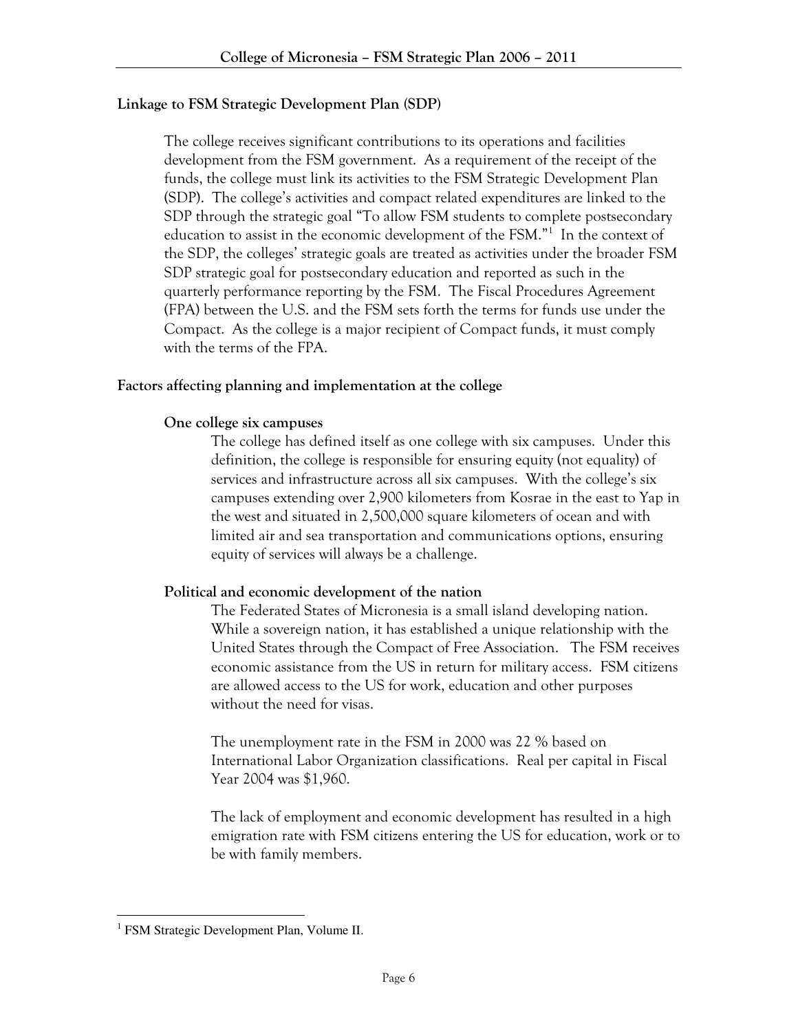## Linkage to FSM Strategic Development Plan (SDP)

The college receives significant contributions to its operations and facilities development from the FSM government. As a requirement of the receipt of the funds, the college must link its activities to the FSM Strategic Development Plan (SDP). The college's activities and compact related expenditures are linked to the SDP through the strategic goal "To allow FSM students to complete postsecondary education to assist in the economic development of the FSM."[1] In the context of the SDP, the colleges' strategic goals are treated as activities under the broader FSM SDP strategic goal for postsecondary education and reported as such in the quarterly performance reporting by the FSM. The Fiscal Procedures Agreement (FPA) between the U.S. and the FSM sets forth the terms for funds use under the Compact. As the college is a major recipient of Compact funds, it must comply with the terms of the FPA.

## Factors affecting planning and implementation at the college

### One college six campuses

The college has defined itself as one college with six campuses. Under this definition, the college is responsible for ensuring equity (not equality) of services and infrastructure across all six campuses. With the college's six campuses extending over 2,900 kilometers from Kosrae in the east to Yap in the west and situated in 2,500,000 square kilometers of ocean and with limited air and sea transportation and communications options, ensuring equity of services will always be a challenge.

### Political and economic development of the nation

The Federated States of Micronesia is a small island developing nation. While a sovereign nation, it has established a unique relationship with the United States through the Compact of Free Association. The FSM receives economic assistance from the US in return for military access. FSM citizens are allowed access to the US for work, education and other purposes without the need for visas.

The unemployment rate in the FSM in 2000 was 22 % based on International Labor Organization classifications. Real per capital in Fiscal Year 2004 was $1,960.

The lack of employment and economic development has resulted in a high emigration rate with FSM citizens entering the US for education, work or to be with family members.

---

[1] FSM Strategic Development Plan, Volume II.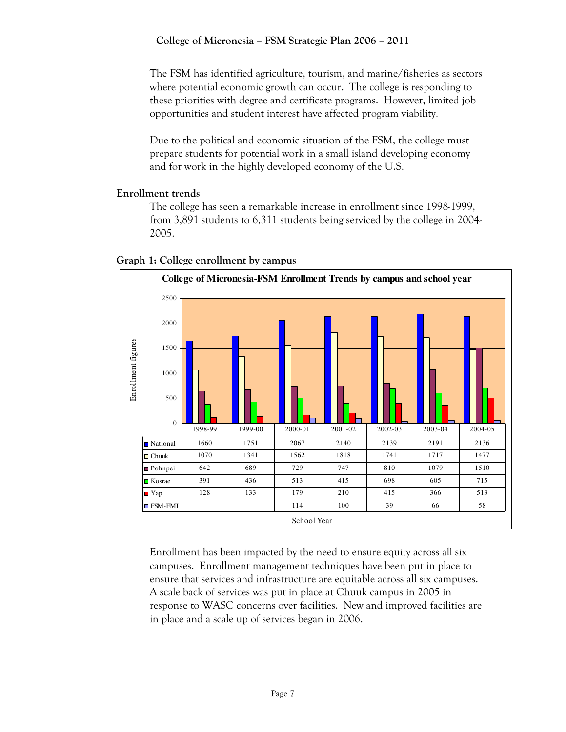The FSM has identified agriculture, tourism, and marine/fisheries as sectors where potential economic growth can occur. The college is responding to these priorities with degree and certificate programs. However, limited job opportunities and student interest have affected program viability.

Due to the political and economic situation of the FSM, the college must prepare students for potential work in a small island developing economy and for work in the highly developed economy of the U.S.

### Enrollment trends

The college has seen a remarkable increase in enrollment since 1998-1999, from 3,891 students to 6,311 students being serviced by the college in 2004-2005.

**Graph 1: College enrollment by campus**

**College of Micronesia-FSM Enrollment Trends by campus and school year**

| | 1998-99 | 1999-00 | 2000-01 | 2001-02 | 2002-03 | 2003-04 | 2004-05 |
|---|---|---|---|---|---|---|---|
| National | 1660 | 1751 | 2067 | 2140 | 2139 | 2191 | 2136 |
| Chuuk | 1070 | 1341 | 1562 | 1818 | 1741 | 1717 | 1477 |
| Pohnpei | 642 | 689 | 729 | 747 | 810 | 1079 | 1510 |
| Kosrae | 391 | 436 | 513 | 415 | 698 | 605 | 715 |
| Yap | 128 | 133 | 179 | 210 | 415 | 366 | 513 |
| FSM-FMI | | | 114 | 100 | 39 | 66 | 58 |

School Year

Enrollment has been impacted by the need to ensure equity across all six campuses. Enrollment management techniques have been put in place to ensure that services and infrastructure are equitable across all six campuses. A scale back of services was put in place at Chuuk campus in 2005 in response to WASC concerns over facilities. New and improved facilities are in place and a scale up of services began in 2006.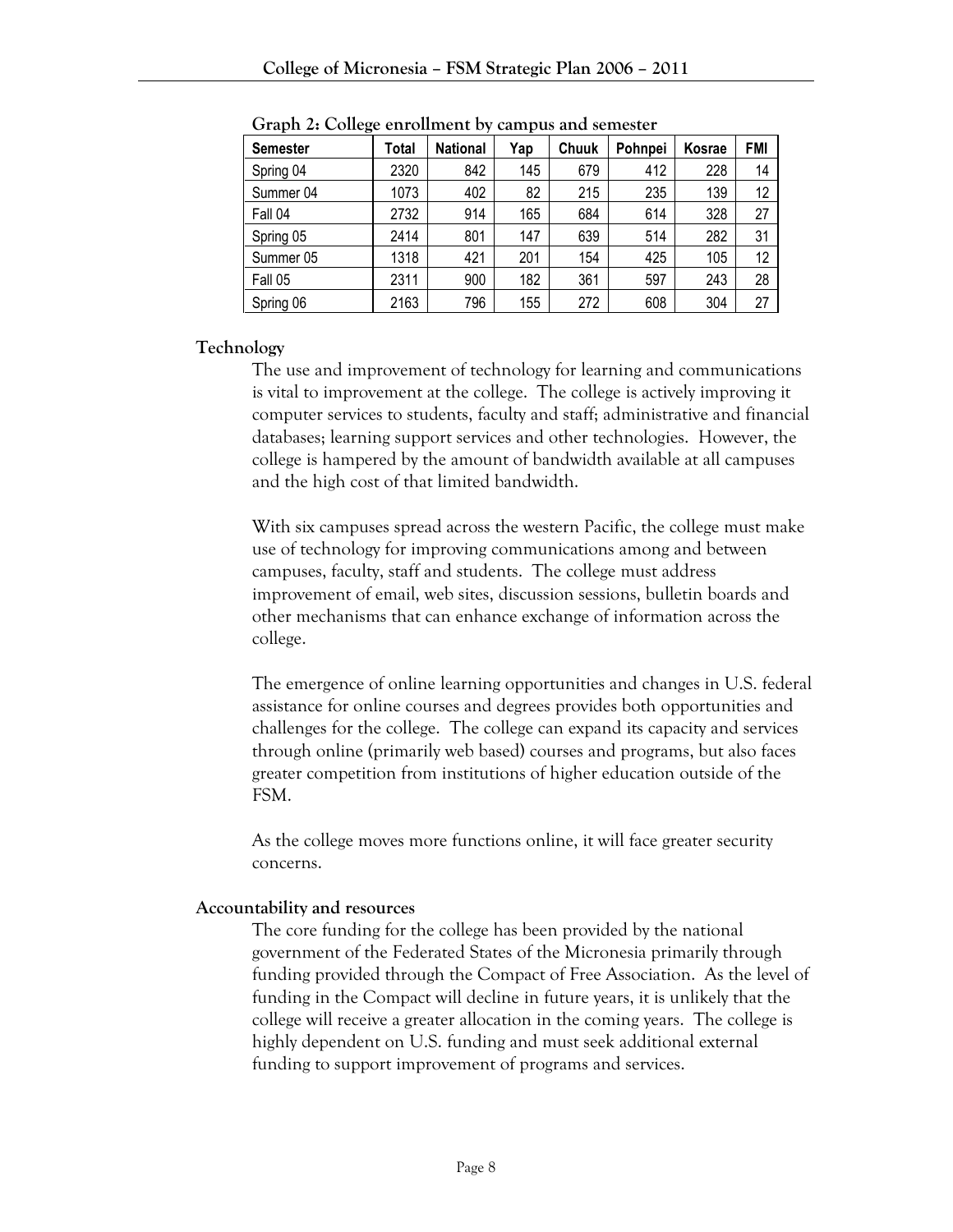**Graph 2: College enrollment by campus and semester**

| Semester | Total | National | Yap | Chuuk | Pohnpei | Kosrae | FMI |
|---|---|---|---|---|---|---|---|
| Spring 04 | 2320 | 842 | 145 | 679 | 412 | 228 | 14 |
| Summer 04 | 1073 | 402 | 82 | 215 | 235 | 139 | 12 |
| Fall 04 | 2732 | 914 | 165 | 684 | 614 | 328 | 27 |
| Spring 05 | 2414 | 801 | 147 | 639 | 514 | 282 | 31 |
| Summer 05 | 1318 | 421 | 201 | 154 | 425 | 105 | 12 |
| Fall 05 | 2311 | 900 | 182 | 361 | 597 | 243 | 28 |
| Spring 06 | 2163 | 796 | 155 | 272 | 608 | 304 | 27 |

### Technology

The use and improvement of technology for learning and communications is vital to improvement at the college. The college is actively improving it computer services to students, faculty and staff; administrative and financial databases; learning support services and other technologies. However, the college is hampered by the amount of bandwidth available at all campuses and the high cost of that limited bandwidth.

With six campuses spread across the western Pacific, the college must make use of technology for improving communications among and between campuses, faculty, staff and students. The college must address improvement of email, web sites, discussion sessions, bulletin boards and other mechanisms that can enhance exchange of information across the college.

The emergence of online learning opportunities and changes in U.S. federal assistance for online courses and degrees provides both opportunities and challenges for the college. The college can expand its capacity and services through online (primarily web based) courses and programs, but also faces greater competition from institutions of higher education outside of the FSM.

As the college moves more functions online, it will face greater security concerns.

### Accountability and resources

The core funding for the college has been provided by the national government of the Federated States of the Micronesia primarily through funding provided through the Compact of Free Association. As the level of funding in the Compact will decline in future years, it is unlikely that the college will receive a greater allocation in the coming years. The college is highly dependent on U.S. funding and must seek additional external funding to support improvement of programs and services.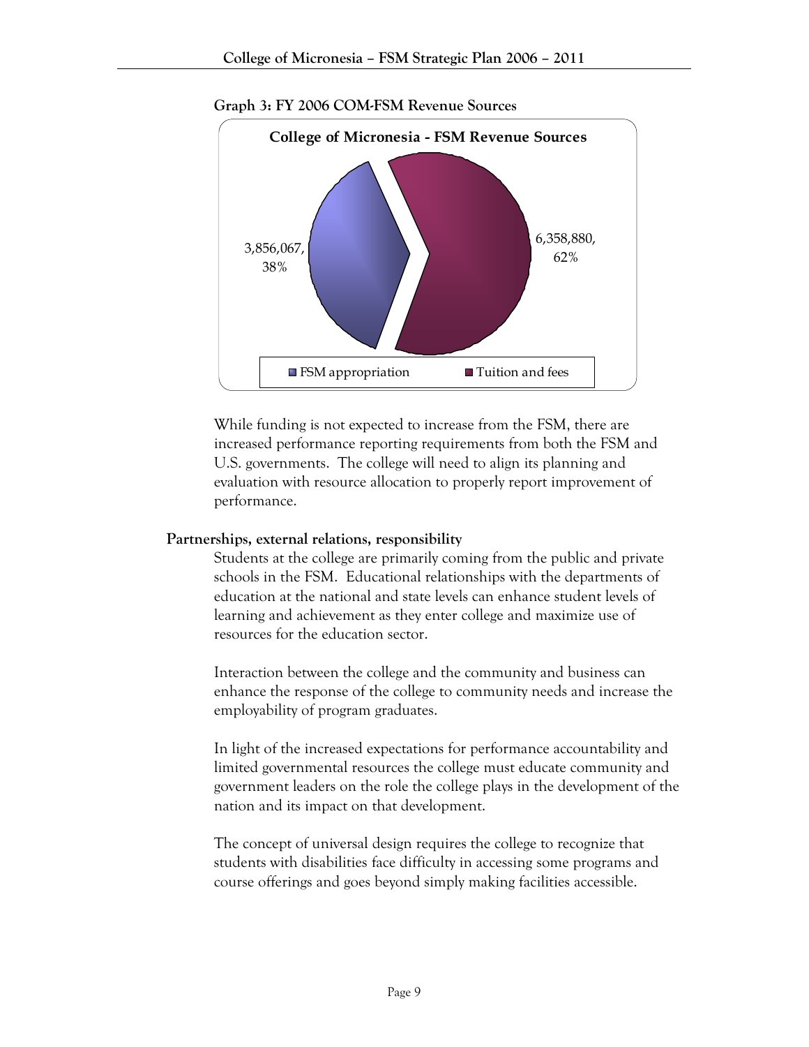**Graph 3: FY 2006 COM-FSM Revenue Sources**

**College of Micronesia - FSM Revenue Sources**

| Source | Amount | Percent |
| --- | --- | --- |
| FSM appropriation | 3,856,067 | 38% |
| Tuition and fees | 6,358,880 | 62% |

While funding is not expected to increase from the FSM, there are increased performance reporting requirements from both the FSM and U.S. governments. The college will need to align its planning and evaluation with resource allocation to properly report improvement of performance.

**Partnerships, external relations, responsibility**

Students at the college are primarily coming from the public and private schools in the FSM. Educational relationships with the departments of education at the national and state levels can enhance student levels of learning and achievement as they enter college and maximize use of resources for the education sector.

Interaction between the college and the community and business can enhance the response of the college to community needs and increase the employability of program graduates.

In light of the increased expectations for performance accountability and limited governmental resources the college must educate community and government leaders on the role the college plays in the development of the nation and its impact on that development.

The concept of universal design requires the college to recognize that students with disabilities face difficulty in accessing some programs and course offerings and goes beyond simply making facilities accessible.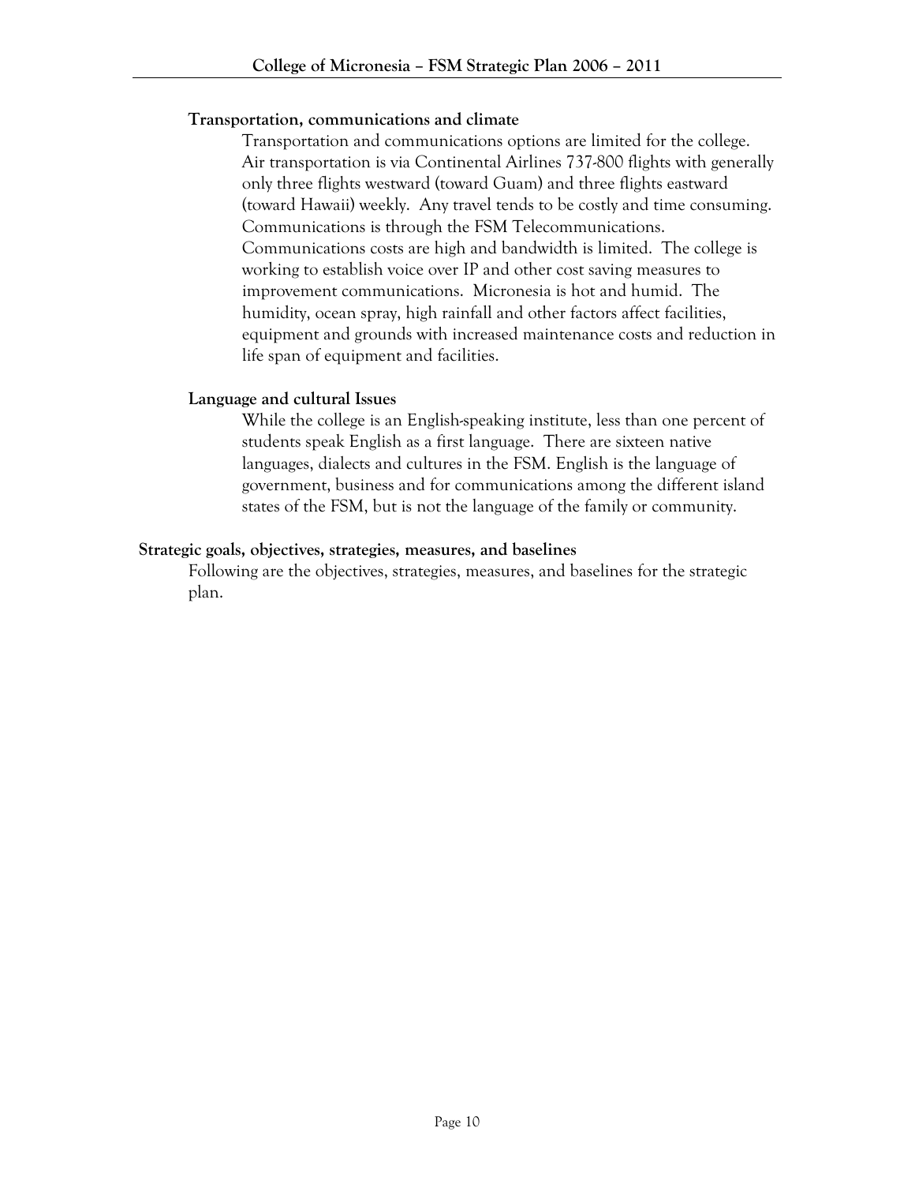### Transportation, communications and climate

Transportation and communications options are limited for the college. Air transportation is via Continental Airlines 737-800 flights with generally only three flights westward (toward Guam) and three flights eastward (toward Hawaii) weekly. Any travel tends to be costly and time consuming. Communications is through the FSM Telecommunications. Communications costs are high and bandwidth is limited. The college is working to establish voice over IP and other cost saving measures to improvement communications. Micronesia is hot and humid. The humidity, ocean spray, high rainfall and other factors affect facilities, equipment and grounds with increased maintenance costs and reduction in life span of equipment and facilities.

### Language and cultural Issues

While the college is an English-speaking institute, less than one percent of students speak English as a first language. There are sixteen native languages, dialects and cultures in the FSM. English is the language of government, business and for communications among the different island states of the FSM, but is not the language of the family or community.

## Strategic goals, objectives, strategies, measures, and baselines

Following are the objectives, strategies, measures, and baselines for the strategic plan.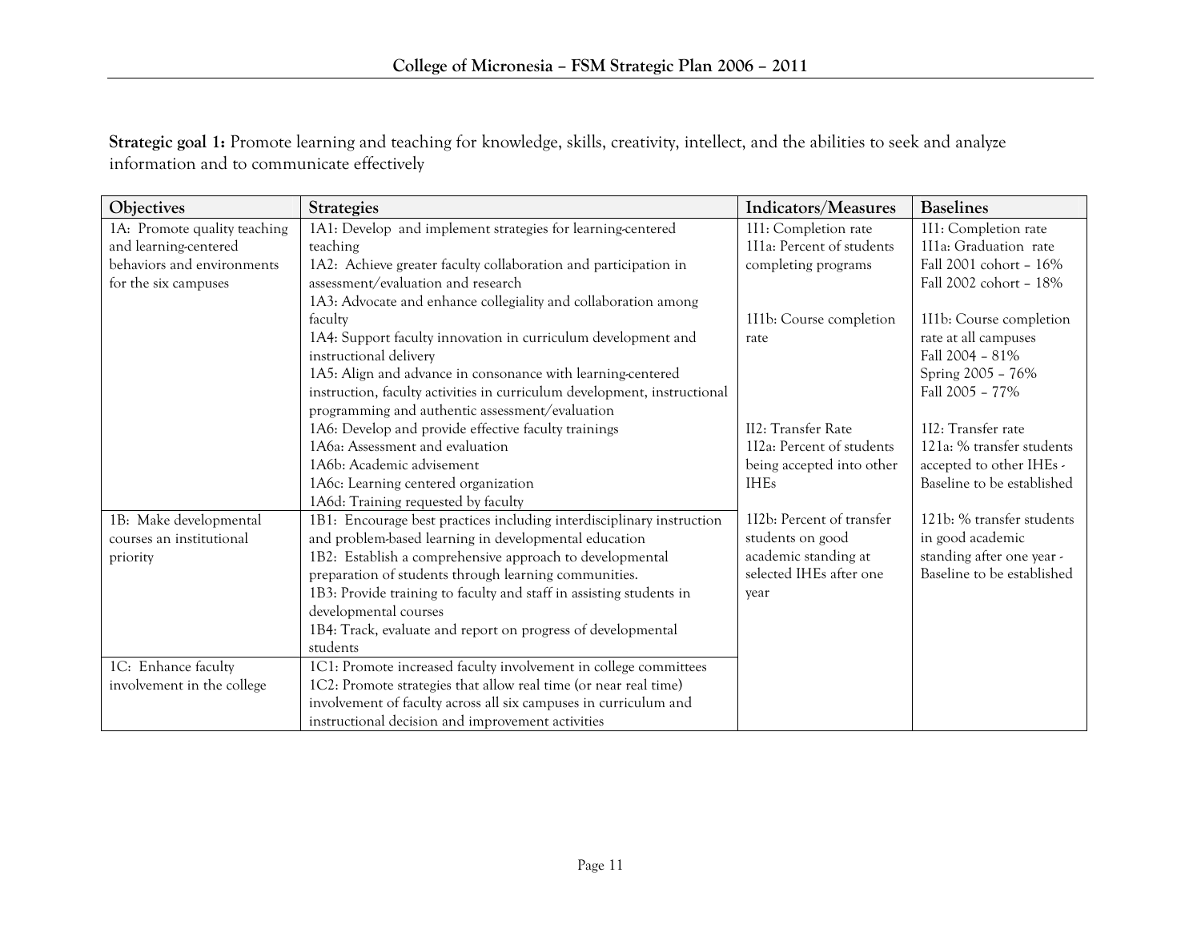**Strategic goal 1:** Promote learning and teaching for knowledge, skills, creativity, intellect, and the abilities to seek and analyze information and to communicate effectively

| Objectives | Strategies | Indicators/Measures | Baselines |
|---|---|---|---|
| 1A: Promote quality teaching and learning-centered behaviors and environments for the six campuses | 1A1: Develop and implement strategies for learning-centered teaching<br>1A2: Achieve greater faculty collaboration and participation in assessment/evaluation and research<br>1A3: Advocate and enhance collegiality and collaboration among faculty<br>1A4: Support faculty innovation in curriculum development and instructional delivery<br>1A5: Align and advance in consonance with learning-centered instruction, faculty activities in curriculum development, instructional programming and authentic assessment/evaluation<br>1A6: Develop and provide effective faculty trainings<br>1A6a: Assessment and evaluation<br>1A6b: Academic advisement<br>1A6c: Learning centered organization<br>1A6d: Training requested by faculty | 1I1: Completion rate<br>1I1a: Percent of students completing programs<br><br>1I1b: Course completion rate<br><br>II2: Transfer Rate<br>1I2a: Percent of students being accepted into other IHEs<br><br>1I2b: Percent of transfer students on good academic standing at selected IHEs after one year | 1I1: Completion rate<br>1I1a: Graduation rate<br>Fall 2001 cohort – 16%<br>Fall 2002 cohort – 18%<br><br>1I1b: Course completion rate at all campuses<br>Fall 2004 – 81%<br>Spring 2005 – 76%<br>Fall 2005 – 77%<br><br>1I2: Transfer rate<br>121a: % transfer students accepted to other IHEs - Baseline to be established<br><br>121b: % transfer students in good academic standing after one year - Baseline to be established |
| 1B: Make developmental courses an institutional priority | 1B1: Encourage best practices including interdisciplinary instruction and problem-based learning in developmental education<br>1B2: Establish a comprehensive approach to developmental preparation of students through learning communities.<br>1B3: Provide training to faculty and staff in assisting students in developmental courses<br>1B4: Track, evaluate and report on progress of developmental students | | |
| 1C: Enhance faculty involvement in the college | 1C1: Promote increased faculty involvement in college committees<br>1C2: Promote strategies that allow real time (or near real time) involvement of faculty across all six campuses in curriculum and instructional decision and improvement activities | | |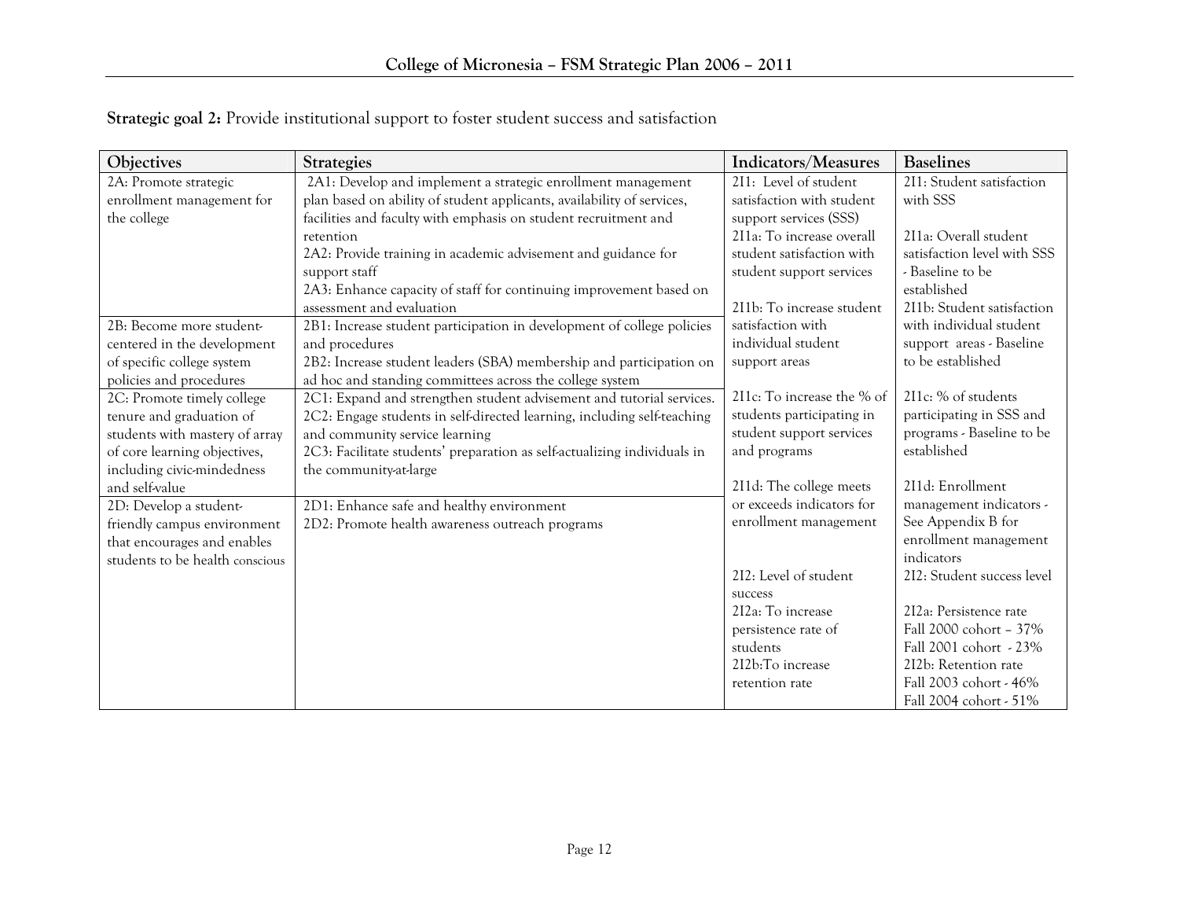**Strategic goal 2:** Provide institutional support to foster student success and satisfaction

| Objectives | Strategies | Indicators/Measures | Baselines |
|---|---|---|---|
| 2A: Promote strategic enrollment management for the college | 2A1: Develop and implement a strategic enrollment management plan based on ability of student applicants, availability of services, facilities and faculty with emphasis on student recruitment and retention<br>2A2: Provide training in academic advisement and guidance for support staff<br>2A3: Enhance capacity of staff for continuing improvement based on assessment and evaluation | 2I1: Level of student satisfaction with student support services (SSS)<br>2I1a: To increase overall student satisfaction with student support services | 2I1: Student satisfaction with SSS<br>2I1a: Overall student satisfaction level with SSS - Baseline to be established |
| 2B: Become more student-centered in the development of specific college system policies and procedures | 2B1: Increase student participation in development of college policies and procedures<br>2B2: Increase student leaders (SBA) membership and participation on ad hoc and standing committees across the college system | 2I1b: To increase student satisfaction with individual student support areas | 2I1b: Student satisfaction with individual student support areas - Baseline to be established |
| 2C: Promote timely college tenure and graduation of students with mastery of array of core learning objectives, including civic-mindedness and self-value | 2C1: Expand and strengthen student advisement and tutorial services.<br>2C2: Engage students in self-directed learning, including self-teaching and community service learning<br>2C3: Facilitate students' preparation as self-actualizing individuals in the community-at-large | 2I1c: To increase the % of students participating in student support services and programs | 2I1c: % of students participating in SSS and programs - Baseline to be established |
| 2D: Develop a student-friendly campus environment that encourages and enables students to be health conscious | 2D1: Enhance safe and healthy environment<br>2D2: Promote health awareness outreach programs | 2I1d: The college meets or exceeds indicators for enrollment management<br><br>2I2: Level of student success<br>2I2a: To increase persistence rate of students<br>2I2b:To increase retention rate | 2I1d: Enrollment management indicators - See Appendix B for enrollment management indicators<br>2I2: Student success level<br><br>2I2a: Persistence rate<br>Fall 2000 cohort – 37%<br>Fall 2001 cohort - 23%<br>2I2b: Retention rate<br>Fall 2003 cohort - 46%<br>Fall 2004 cohort - 51% |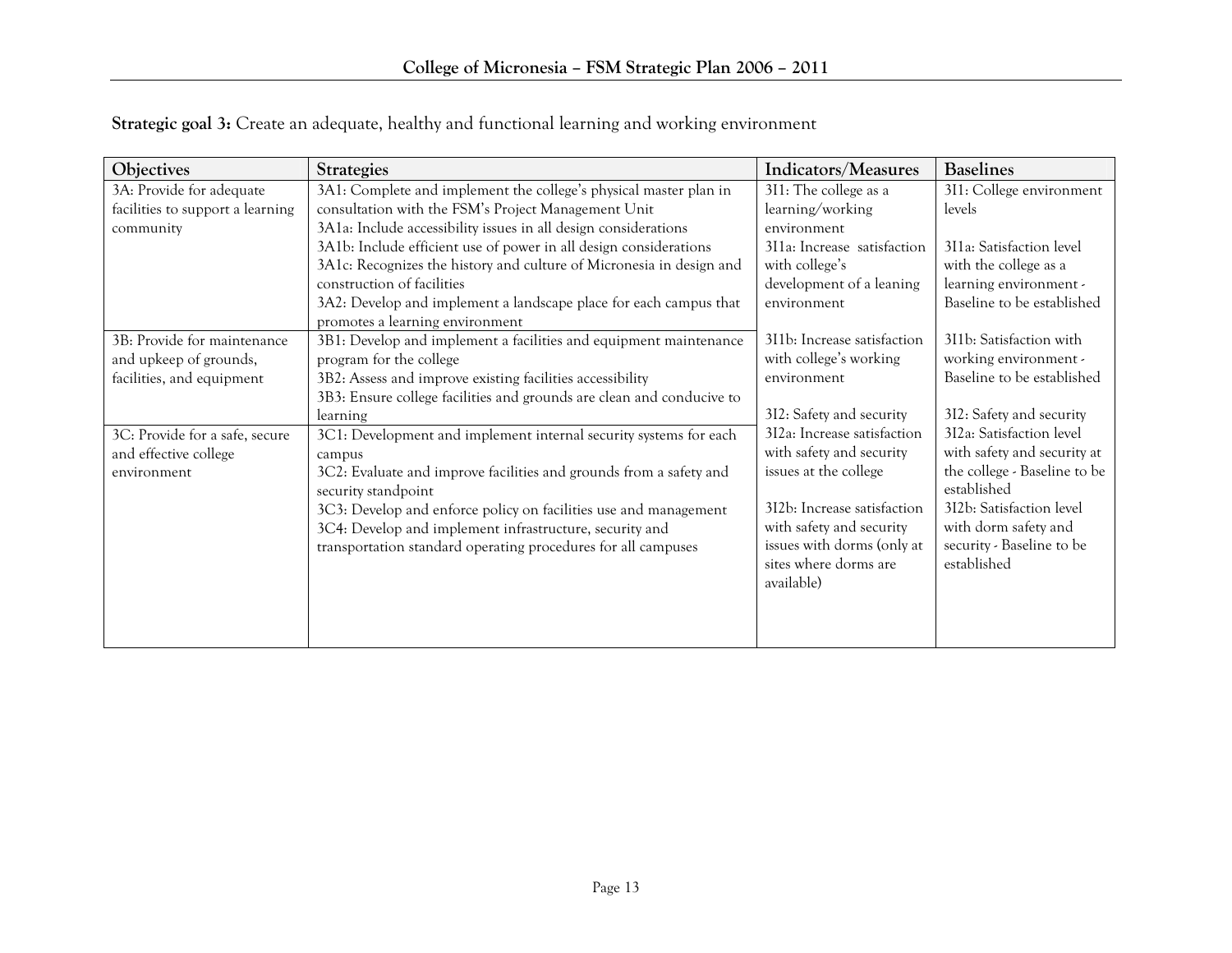**Strategic goal 3:** Create an adequate, healthy and functional learning and working environment

| Objectives | Strategies | Indicators/Measures | Baselines |
|---|---|---|---|
| 3A: Provide for adequate facilities to support a learning community | 3A1: Complete and implement the college's physical master plan in consultation with the FSM's Project Management Unit<br>3A1a: Include accessibility issues in all design considerations<br>3A1b: Include efficient use of power in all design considerations<br>3A1c: Recognizes the history and culture of Micronesia in design and construction of facilities<br>3A2: Develop and implement a landscape place for each campus that promotes a learning environment | 3I1: The college as a learning/working environment<br>3I1a: Increase satisfaction with college's development of a leaning environment | 3I1: College environment levels<br>3I1a: Satisfaction level with the college as a learning environment - Baseline to be established |
| 3B: Provide for maintenance and upkeep of grounds, facilities, and equipment | 3B1: Develop and implement a facilities and equipment maintenance program for the college<br>3B2: Assess and improve existing facilities accessibility<br>3B3: Ensure college facilities and grounds are clean and conducive to learning | 3I1b: Increase satisfaction with college's working environment<br>3I2: Safety and security | 3I1b: Satisfaction with working environment - Baseline to be established<br>3I2: Safety and security |
| 3C: Provide for a safe, secure and effective college environment | 3C1: Development and implement internal security systems for each campus<br>3C2: Evaluate and improve facilities and grounds from a safety and security standpoint<br>3C3: Develop and enforce policy on facilities use and management<br>3C4: Develop and implement infrastructure, security and transportation standard operating procedures for all campuses | 3I2a: Increase satisfaction with safety and security issues at the college<br>3I2b: Increase satisfaction with safety and security issues with dorms (only at sites where dorms are available) | 3I2a: Satisfaction level with safety and security at the college - Baseline to be established<br>3I2b: Satisfaction level with dorm safety and security - Baseline to be established |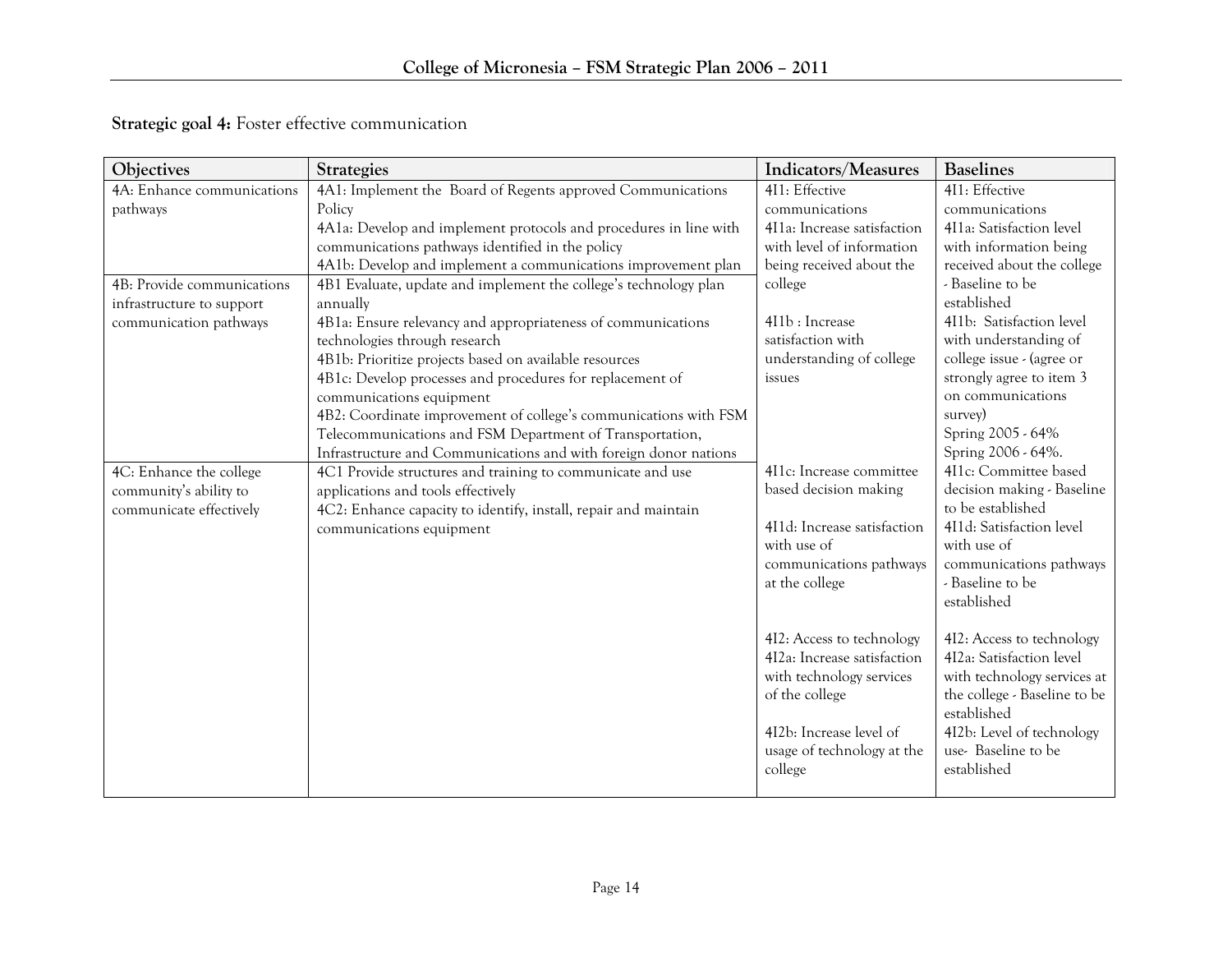**Strategic goal 4:** Foster effective communication

| Objectives | Strategies | Indicators/Measures | Baselines |
|---|---|---|---|
| 4A: Enhance communications pathways | 4A1: Implement the Board of Regents approved Communications Policy<br>4A1a: Develop and implement protocols and procedures in line with communications pathways identified in the policy<br>4A1b: Develop and implement a communications improvement plan | 4I1: Effective communications<br>4I1a: Increase satisfaction with level of information being received about the college<br><br>4I1b : Increase satisfaction with understanding of college issues | 4I1: Effective communications<br>4I1a: Satisfaction level with information being received about the college - Baseline to be established<br>4I1b: Satisfaction level with understanding of college issue - (agree or strongly agree to item 3 on communications survey)<br>Spring 2005 - 64%<br>Spring 2006 - 64%. |
| 4B: Provide communications infrastructure to support communication pathways | 4B1 Evaluate, update and implement the college's technology plan annually<br>4B1a: Ensure relevancy and appropriateness of communications technologies through research<br>4B1b: Prioritize projects based on available resources<br>4B1c: Develop processes and procedures for replacement of communications equipment<br>4B2: Coordinate improvement of college's communications with FSM Telecommunications and FSM Department of Transportation, Infrastructure and Communications and with foreign donor nations | | |
| 4C: Enhance the college community's ability to communicate effectively | 4C1 Provide structures and training to communicate and use applications and tools effectively<br>4C2: Enhance capacity to identify, install, repair and maintain communications equipment | 4I1c: Increase committee based decision making<br><br>4I1d: Increase satisfaction with use of communications pathways at the college<br><br>4I2: Access to technology<br>4I2a: Increase satisfaction with technology services of the college<br><br>4I2b: Increase level of usage of technology at the college | 4I1c: Committee based decision making - Baseline to be established<br>4I1d: Satisfaction level with use of communications pathways - Baseline to be established<br><br>4I2: Access to technology<br>4I2a: Satisfaction level with technology services at the college - Baseline to be established<br>4I2b: Level of technology use- Baseline to be established |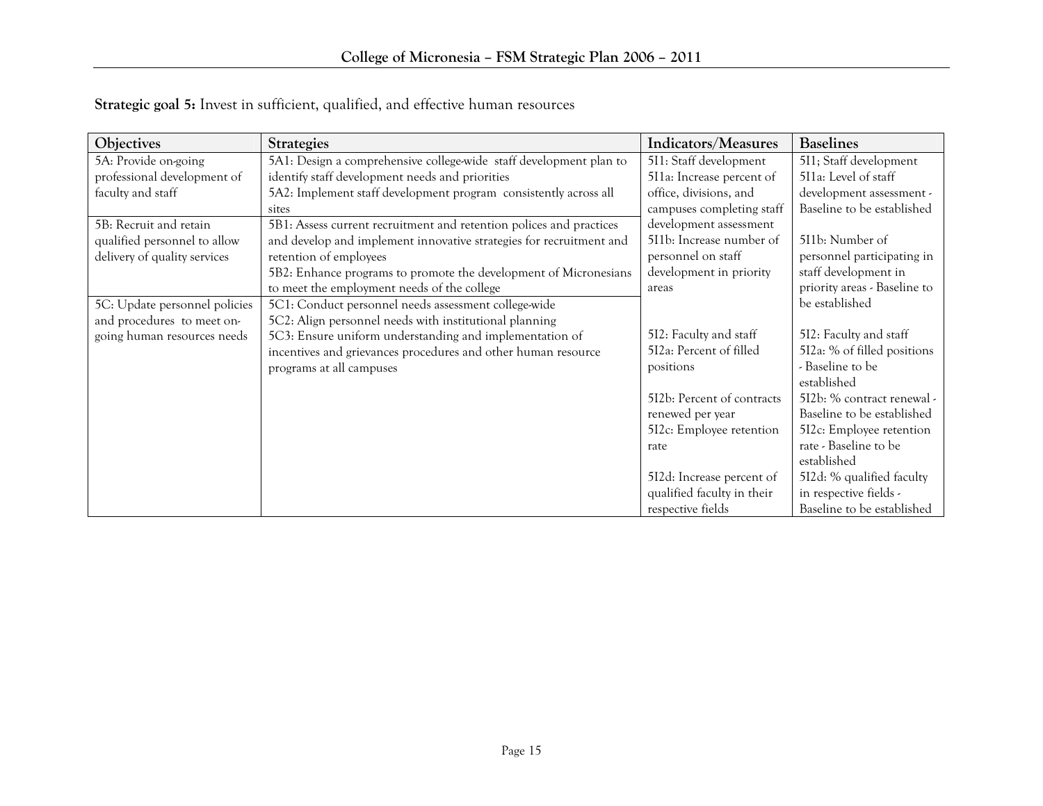**Strategic goal 5:** Invest in sufficient, qualified, and effective human resources

| Objectives | Strategies | Indicators/Measures | Baselines |
|---|---|---|---|
| 5A: Provide on-going professional development of faculty and staff | 5A1: Design a comprehensive college-wide staff development plan to identify staff development needs and priorities<br>5A2: Implement staff development program consistently across all sites | 5I1: Staff development<br>5I1a: Increase percent of office, divisions, and campuses completing staff development assessment<br>5I1b: Increase number of personnel on staff development in priority areas | 5I1; Staff development<br>5I1a: Level of staff development assessment - Baseline to be established<br><br>5I1b: Number of personnel participating in staff development in priority areas - Baseline to be established |
| 5B: Recruit and retain qualified personnel to allow delivery of quality services | 5B1: Assess current recruitment and retention polices and practices and develop and implement innovative strategies for recruitment and retention of employees<br>5B2: Enhance programs to promote the development of Micronesians to meet the employment needs of the college | | |
| 5C: Update personnel policies and procedures to meet on-going human resources needs | 5C1: Conduct personnel needs assessment college-wide<br>5C2: Align personnel needs with institutional planning<br>5C3: Ensure uniform understanding and implementation of incentives and grievances procedures and other human resource programs at all campuses | 5I2: Faculty and staff<br>5I2a: Percent of filled positions<br><br>5I2b: Percent of contracts renewed per year<br>5I2c: Employee retention rate<br><br>5I2d: Increase percent of qualified faculty in their respective fields | 5I2: Faculty and staff<br>5I2a: % of filled positions - Baseline to be established<br>5I2b: % contract renewal - Baseline to be established<br>5I2c: Employee retention rate - Baseline to be established<br>5I2d: % qualified faculty in respective fields - Baseline to be established |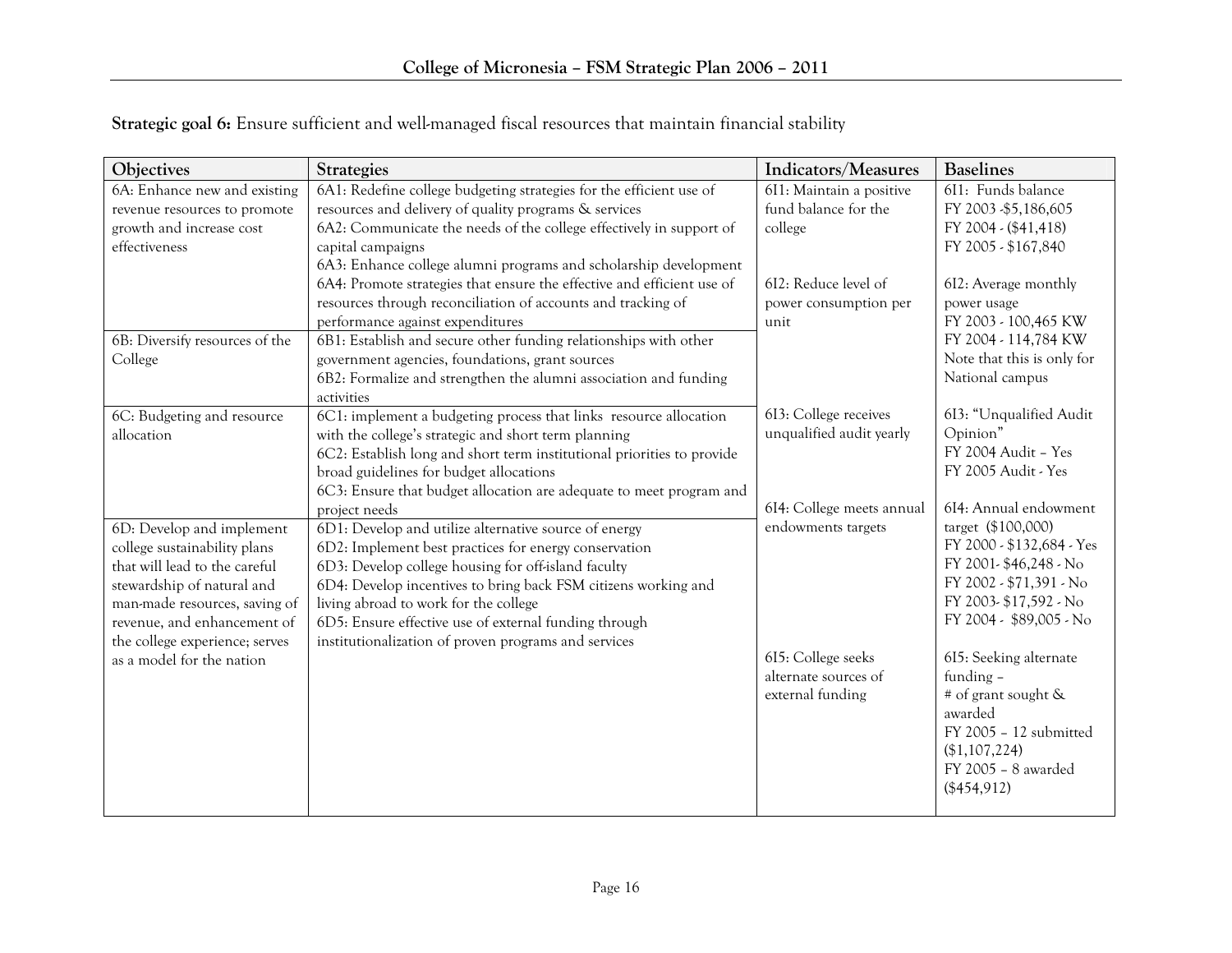**Strategic goal 6:** Ensure sufficient and well-managed fiscal resources that maintain financial stability

| Objectives | Strategies | Indicators/Measures | Baselines |
| --- | --- | --- | --- |
| 6A: Enhance new and existing revenue resources to promote growth and increase cost effectiveness | 6A1: Redefine college budgeting strategies for the efficient use of resources and delivery of quality programs & services<br>6A2: Communicate the needs of the college effectively in support of capital campaigns<br>6A3: Enhance college alumni programs and scholarship development<br>6A4: Promote strategies that ensure the effective and efficient use of resources through reconciliation of accounts and tracking of performance against expenditures | 6I1: Maintain a positive fund balance for the college<br><br>6I2: Reduce level of power consumption per unit | 6I1: Funds balance<br>FY 2003 -$5,186,605<br>FY 2004 - ($41,418)<br>FY 2005 - $167,840<br><br>6I2: Average monthly power usage<br>FY 2003 - 100,465 KW<br>FY 2004 - 114,784 KW<br>Note that this is only for National campus |
| 6B: Diversify resources of the College | 6B1: Establish and secure other funding relationships with other government agencies, foundations, grant sources<br>6B2: Formalize and strengthen the alumni association and funding activities | | |
| 6C: Budgeting and resource allocation | 6C1: implement a budgeting process that links resource allocation with the college's strategic and short term planning<br>6C2: Establish long and short term institutional priorities to provide broad guidelines for budget allocations<br>6C3: Ensure that budget allocation are adequate to meet program and project needs | 6I3: College receives unqualified audit yearly<br><br>6I4: College meets annual endowments targets | 6I3: "Unqualified Audit Opinion"<br>FY 2004 Audit – Yes<br>FY 2005 Audit - Yes<br><br>6I4: Annual endowment target ($100,000)<br>FY 2000 - $132,684 - Yes<br>FY 2001- $46,248 - No<br>FY 2002 - $71,391 - No<br>FY 2003- $17,592 - No<br>FY 2004 - $89,005 - No |
| 6D: Develop and implement college sustainability plans that will lead to the careful stewardship of natural and man-made resources, saving of revenue, and enhancement of the college experience; serves as a model for the nation | 6D1: Develop and utilize alternative source of energy<br>6D2: Implement best practices for energy conservation<br>6D3: Develop college housing for off-island faculty<br>6D4: Develop incentives to bring back FSM citizens working and living abroad to work for the college<br>6D5: Ensure effective use of external funding through institutionalization of proven programs and services | 6I5: College seeks alternate sources of external funding | 6I5: Seeking alternate funding –<br># of grant sought & awarded<br>FY 2005 – 12 submitted ($1,107,224)<br>FY 2005 – 8 awarded ($454,912) |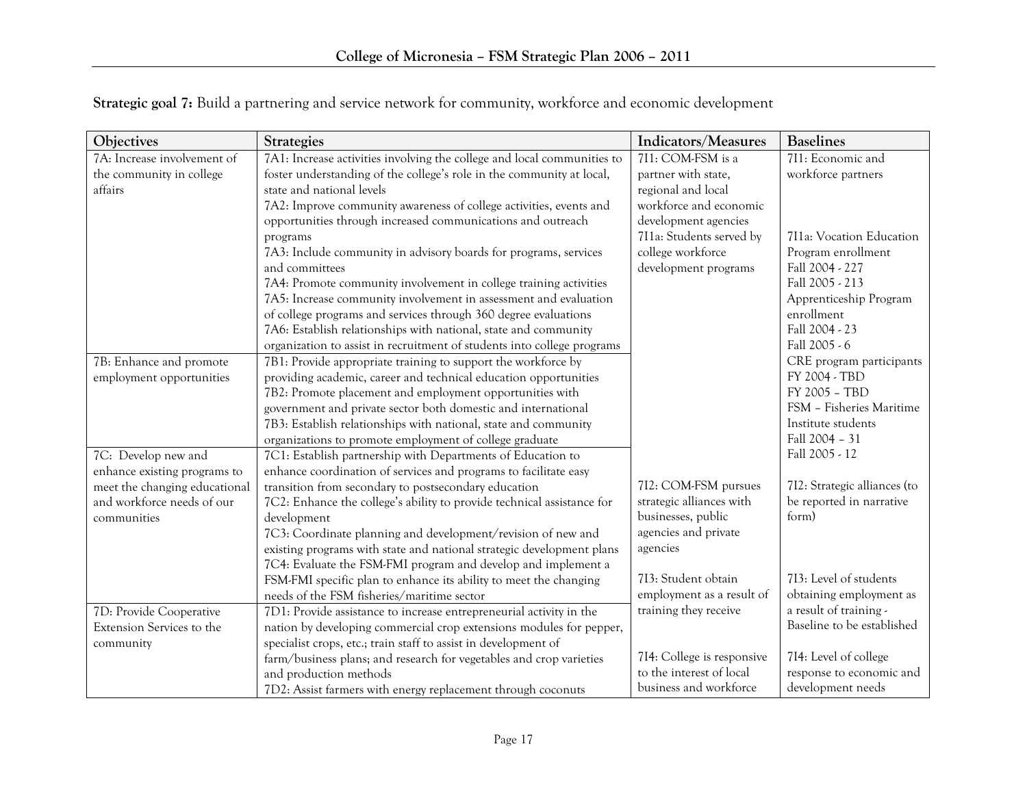**Strategic goal 7:** Build a partnering and service network for community, workforce and economic development

| Objectives | Strategies | Indicators/Measures | Baselines |
|---|---|---|---|
| 7A: Increase involvement of the community in college affairs | 7A1: Increase activities involving the college and local communities to foster understanding of the college's role in the community at local, state and national levels<br>7A2: Improve community awareness of college activities, events and opportunities through increased communications and outreach programs<br>7A3: Include community in advisory boards for programs, services and committees<br>7A4: Promote community involvement in college training activities<br>7A5: Increase community involvement in assessment and evaluation of college programs and services through 360 degree evaluations<br>7A6: Establish relationships with national, state and community organization to assist in recruitment of students into college programs | 7I1: COM-FSM is a partner with state, regional and local workforce and economic development agencies<br>7I1a: Students served by college workforce development programs | 7I1: Economic and workforce partners<br>7I1a: Vocation Education Program enrollment<br>Fall 2004 - 227<br>Fall 2005 - 213<br>Apprenticeship Program enrollment<br>Fall 2004 - 23<br>Fall 2005 - 6 |
| 7B: Enhance and promote employment opportunities | 7B1: Provide appropriate training to support the workforce by providing academic, career and technical education opportunities<br>7B2: Promote placement and employment opportunities with government and private sector both domestic and international<br>7B3: Establish relationships with national, state and community organizations to promote employment of college graduate | | CRE program participants<br>FY 2004 - TBD<br>FY 2005 – TBD<br>FSM – Fisheries Maritime Institute students<br>Fall 2004 – 31<br>Fall 2005 - 12 |
| 7C: Develop new and enhance existing programs to meet the changing educational and workforce needs of our communities | 7C1: Establish partnership with Departments of Education to enhance coordination of services and programs to facilitate easy transition from secondary to postsecondary education<br>7C2: Enhance the college's ability to provide technical assistance for development<br>7C3: Coordinate planning and development/revision of new and existing programs with state and national strategic development plans<br>7C4: Evaluate the FSM-FMI program and develop and implement a FSM-FMI specific plan to enhance its ability to meet the changing needs of the FSM fisheries/maritime sector | 7I2: COM-FSM pursues strategic alliances with businesses, public agencies and private agencies<br>7I3: Student obtain employment as a result of training they receive | 7I2: Strategic alliances (to be reported in narrative form)<br>7I3: Level of students obtaining employment as a result of training - Baseline to be established |
| 7D: Provide Cooperative Extension Services to the community | 7D1: Provide assistance to increase entrepreneurial activity in the nation by developing commercial crop extensions modules for pepper, specialist crops, etc.; train staff to assist in development of farm/business plans; and research for vegetables and crop varieties and production methods<br>7D2: Assist farmers with energy replacement through coconuts | 7I4: College is responsive to the interest of local business and workforce | 7I4: Level of college response to economic and development needs |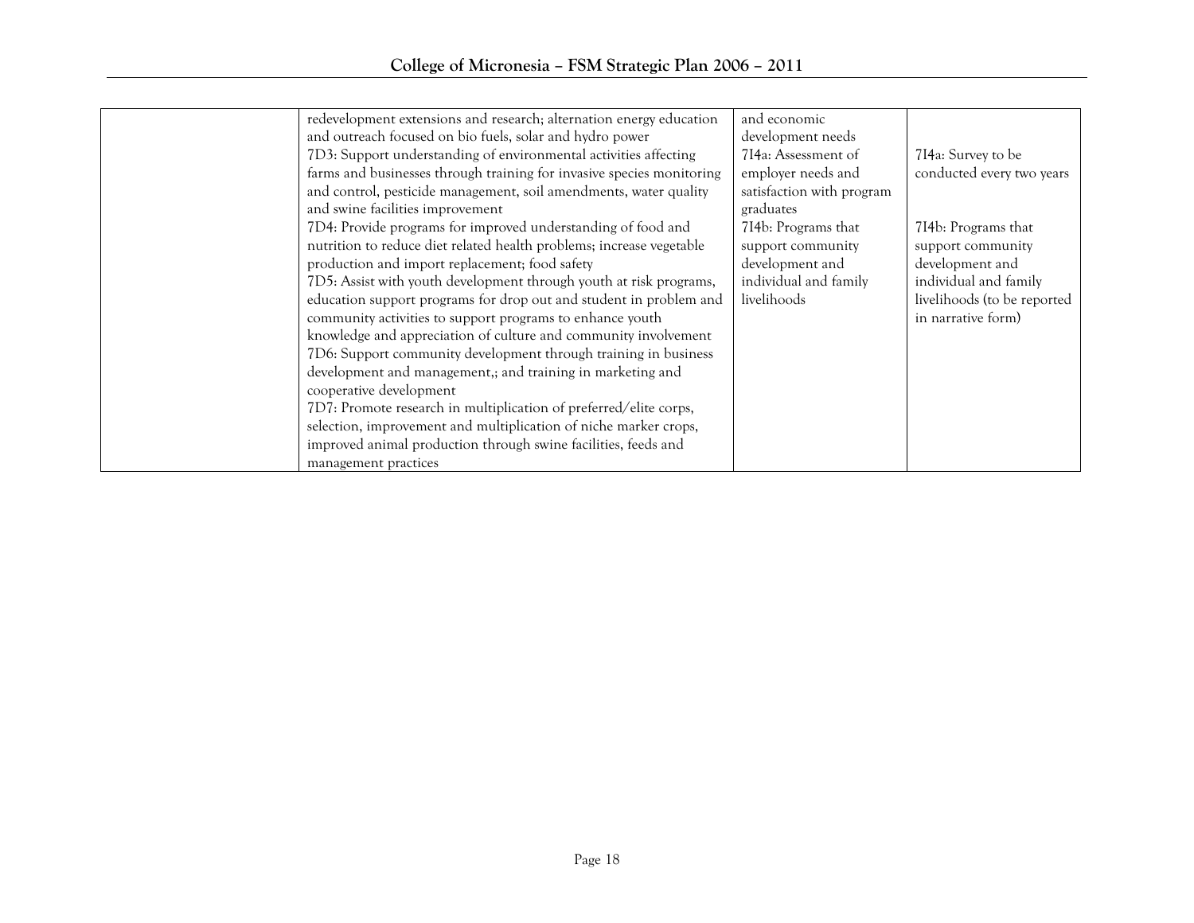| | | | |
|---|---|---|---|
| | redevelopment extensions and research; alternation energy education and outreach focused on bio fuels, solar and hydro power<br>7D3: Support understanding of environmental activities affecting farms and businesses through training for invasive species monitoring and control, pesticide management, soil amendments, water quality and swine facilities improvement<br>7D4: Provide programs for improved understanding of food and nutrition to reduce diet related health problems; increase vegetable production and import replacement; food safety<br>7D5: Assist with youth development through youth at risk programs, education support programs for drop out and student in problem and community activities to support programs to enhance youth knowledge and appreciation of culture and community involvement<br>7D6: Support community development through training in business development and management,; and training in marketing and cooperative development<br>7D7: Promote research in multiplication of preferred/elite corps, selection, improvement and multiplication of niche marker crops, improved animal production through swine facilities, feeds and management practices | and economic development needs<br>7I4a: Assessment of employer needs and satisfaction with program graduates<br>7I4b: Programs that support community development and individual and family livelihoods | 7I4a: Survey to be conducted every two years<br><br>7I4b: Programs that support community development and individual and family livelihoods (to be reported in narrative form) |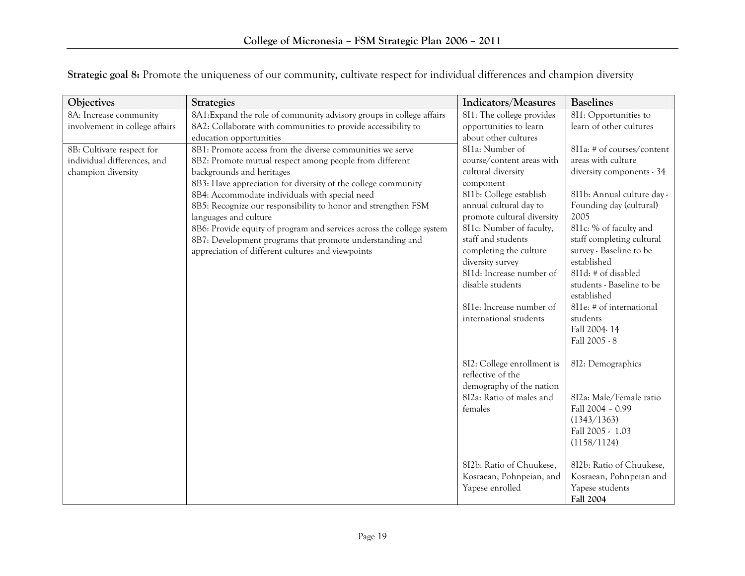**Strategic goal 8:** Promote the uniqueness of our community, cultivate respect for individual differences and champion diversity

| Objectives | Strategies | Indicators/Measures | Baselines |
|---|---|---|---|
| 8A: Increase community involvement in college affairs | 8A1:Expand the role of community advisory groups in college affairs<br>8A2: Collaborate with communities to provide accessibility to education opportunities | 8I1: The college provides opportunities to learn about other cultures | 8I1: Opportunities to learn of other cultures |
| 8B: Cultivate respect for individual differences, and champion diversity | 8B1: Promote access from the diverse communities we serve<br>8B2: Promote mutual respect among people from different backgrounds and heritages<br>8B3: Have appreciation for diversity of the college community<br>8B4: Accommodate individuals with special need<br>8B5: Recognize our responsibility to honor and strengthen FSM languages and culture<br>8B6: Provide equity of program and services across the college system<br>8B7: Development programs that promote understanding and appreciation of different cultures and viewpoints | 8I1a: Number of course/content areas with cultural diversity component | 8I1a: # of courses/content areas with culture diversity components - 34 |
| | | 8I1b: College establish annual cultural day to promote cultural diversity | 8I1b: Annual culture day - Founding day (cultural) 2005 |
| | | 8I1c: Number of faculty, staff and students completing the culture diversity survey | 8I1c: % of faculty and staff completing cultural survey - Baseline to be established |
| | | 8I1d: Increase number of disable students | 8I1d: # of disabled students - Baseline to be established |
| | | 8I1e: Increase number of international students | 8I1e: # of international students<br>Fall 2004- 14<br>Fall 2005 - 8 |
| | | 8I2: College enrollment is reflective of the demography of the nation | 8I2: Demographics |
| | | 8I2a: Ratio of males and females | 8I2a: Male/Female ratio<br>Fall 2004 – 0.99 (1343/1363)<br>Fall 2005 - 1.03 (1158/1124) |
| | | 8I2b: Ratio of Chuukese, Kosraean, Pohnpeian, and Yapese enrolled | 8I2b: Ratio of Chuukese, Kosraean, Pohnpeian and Yapese students<br>**Fall 2004** |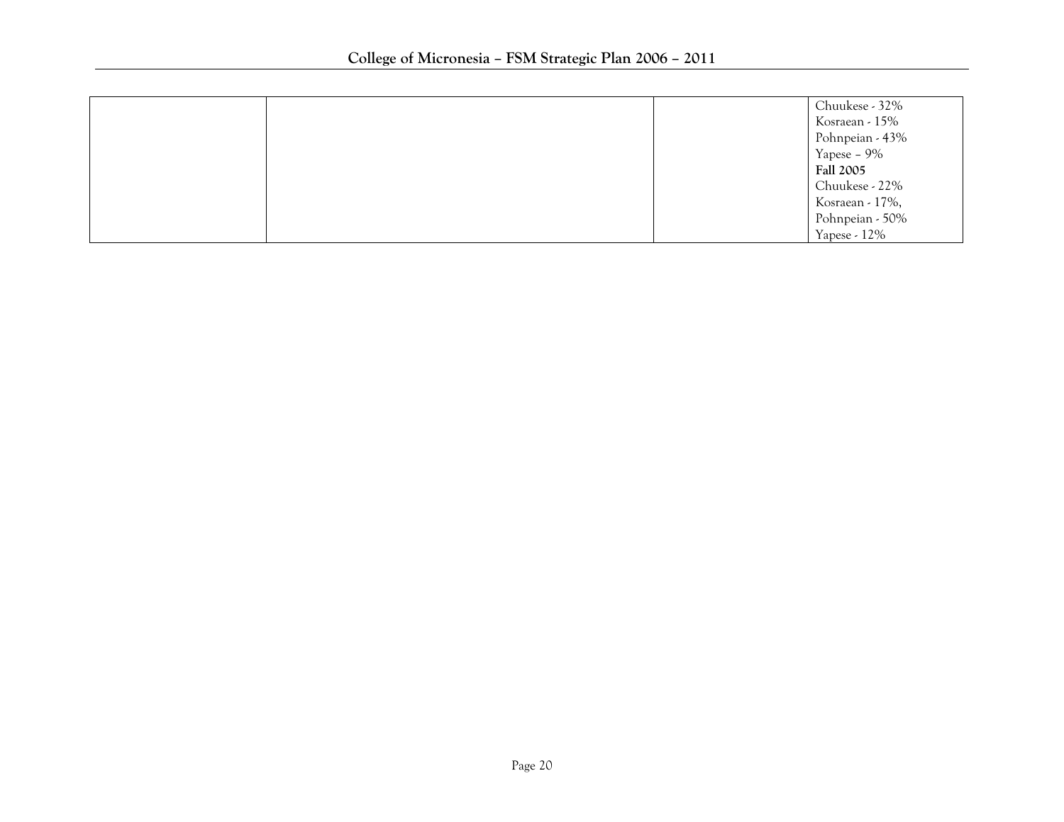| | | | |
|---|---|---|---|
| | | | Chuukese - 32%<br>Kosraean - 15%<br>Pohnpeian - 43%<br>Yapese – 9%<br>**Fall 2005**<br>Chuukese - 22%<br>Kosraean - 17%,<br>Pohnpeian - 50%<br>Yapese - 12% |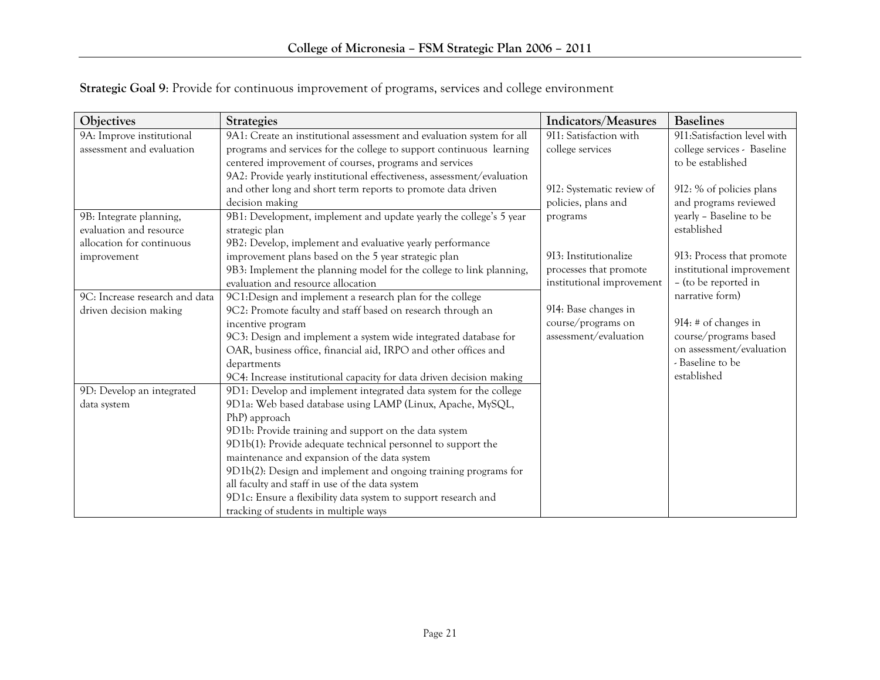**Strategic Goal 9**: Provide for continuous improvement of programs, services and college environment

| Objectives | Strategies | Indicators/Measures | Baselines |
|---|---|---|---|
| 9A: Improve institutional assessment and evaluation | 9A1: Create an institutional assessment and evaluation system for all programs and services for the college to support continuous learning centered improvement of courses, programs and services<br>9A2: Provide yearly institutional effectiveness, assessment/evaluation and other long and short term reports to promote data driven decision making | 9I1: Satisfaction with college services<br><br>9I2: Systematic review of policies, plans and programs<br><br>9I3: Institutionalize processes that promote institutional improvement<br><br>9I4: Base changes in course/programs on assessment/evaluation | 9I1:Satisfaction level with college services - Baseline to be established<br><br>9I2: % of policies plans and programs reviewed yearly – Baseline to be established<br><br>9I3: Process that promote institutional improvement – (to be reported in narrative form)<br><br>9I4: # of changes in course/programs based on assessment/evaluation - Baseline to be established |
| 9B: Integrate planning, evaluation and resource allocation for continuous improvement | 9B1: Development, implement and update yearly the college's 5 year strategic plan<br>9B2: Develop, implement and evaluative yearly performance improvement plans based on the 5 year strategic plan<br>9B3: Implement the planning model for the college to link planning, evaluation and resource allocation | | |
| 9C: Increase research and data driven decision making | 9C1:Design and implement a research plan for the college<br>9C2: Promote faculty and staff based on research through an incentive program<br>9C3: Design and implement a system wide integrated database for OAR, business office, financial aid, IRPO and other offices and departments<br>9C4: Increase institutional capacity for data driven decision making | | |
| 9D: Develop an integrated data system | 9D1: Develop and implement integrated data system for the college<br>9D1a: Web based database using LAMP (Linux, Apache, MySQL, PhP) approach<br>9D1b: Provide training and support on the data system<br>9D1b(1): Provide adequate technical personnel to support the maintenance and expansion of the data system<br>9D1b(2): Design and implement and ongoing training programs for all faculty and staff in use of the data system<br>9D1c: Ensure a flexibility data system to support research and tracking of students in multiple ways | | |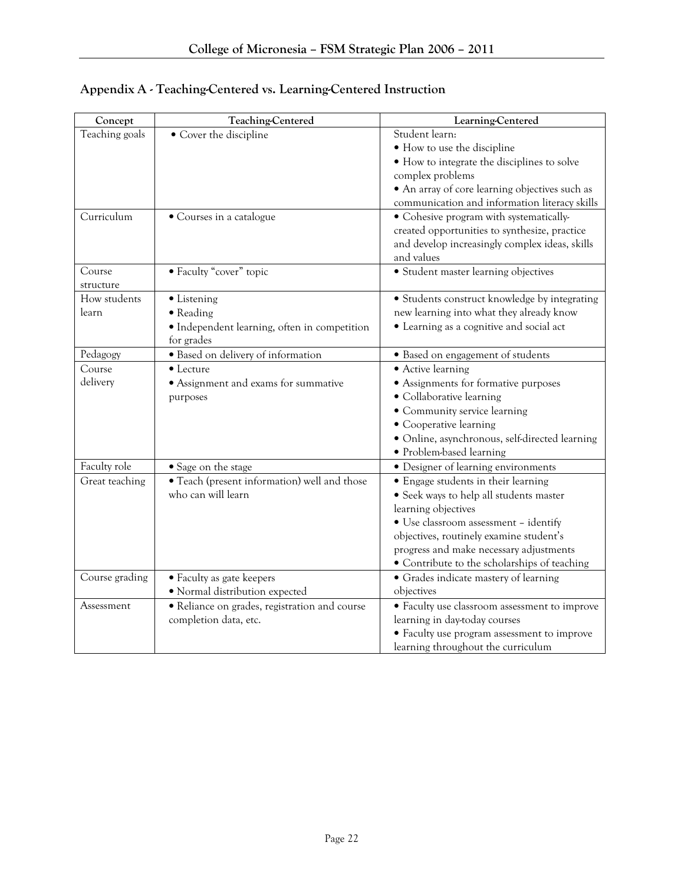## Appendix A - Teaching-Centered vs. Learning-Centered Instruction

| Concept | Teaching-Centered | Learning-Centered |
|---|---|---|
| Teaching goals | • Cover the discipline | Student learn:<br>• How to use the discipline<br>• How to integrate the disciplines to solve complex problems<br>• An array of core learning objectives such as communication and information literacy skills |
| Curriculum | • Courses in a catalogue | • Cohesive program with systematically-created opportunities to synthesize, practice and develop increasingly complex ideas, skills and values |
| Course structure | • Faculty "cover" topic | • Student master learning objectives |
| How students learn | • Listening<br>• Reading<br>• Independent learning, often in competition for grades | • Students construct knowledge by integrating new learning into what they already know<br>• Learning as a cognitive and social act |
| Pedagogy | • Based on delivery of information | • Based on engagement of students |
| Course delivery | • Lecture<br>• Assignment and exams for summative purposes | • Active learning<br>• Assignments for formative purposes<br>• Collaborative learning<br>• Community service learning<br>• Cooperative learning<br>• Online, asynchronous, self-directed learning<br>• Problem-based learning |
| Faculty role | • Sage on the stage | • Designer of learning environments |
| Great teaching | • Teach (present information) well and those who can will learn | • Engage students in their learning<br>• Seek ways to help all students master learning objectives<br>• Use classroom assessment – identify objectives, routinely examine student's progress and make necessary adjustments<br>• Contribute to the scholarships of teaching |
| Course grading | • Faculty as gate keepers<br>• Normal distribution expected | • Grades indicate mastery of learning objectives |
| Assessment | • Reliance on grades, registration and course completion data, etc. | • Faculty use classroom assessment to improve learning in day-today courses<br>• Faculty use program assessment to improve learning throughout the curriculum |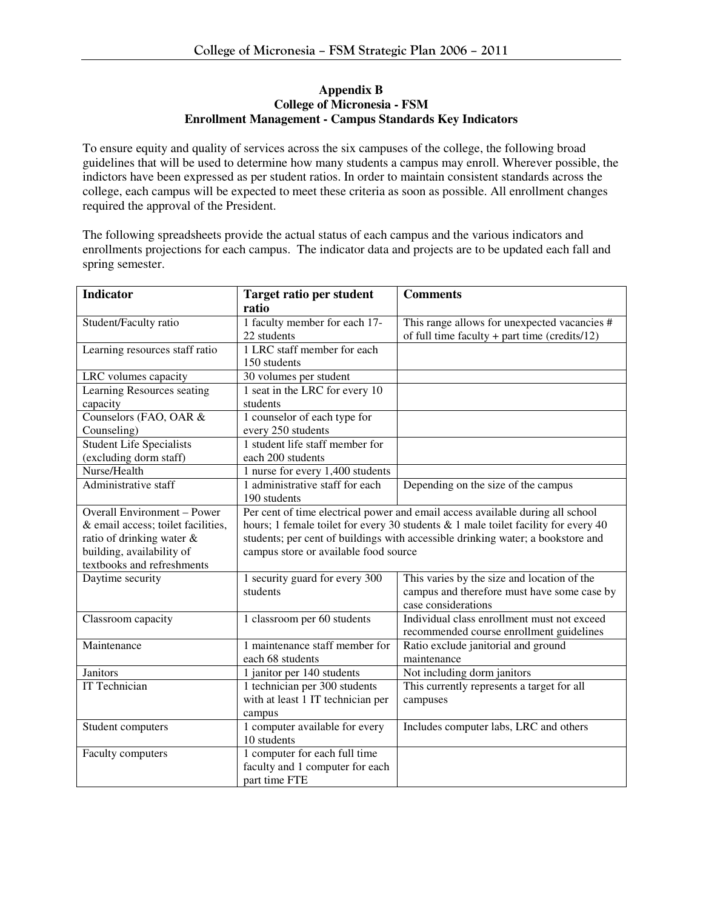# Appendix B
## College of Micronesia - FSM
## Enrollment Management - Campus Standards Key Indicators

To ensure equity and quality of services across the six campuses of the college, the following broad guidelines that will be used to determine how many students a campus may enroll. Wherever possible, the indictors have been expressed as per student ratios. In order to maintain consistent standards across the college, each campus will be expected to meet these criteria as soon as possible. All enrollment changes required the approval of the President.

The following spreadsheets provide the actual status of each campus and the various indicators and enrollments projections for each campus. The indicator data and projects are to be updated each fall and spring semester.

| Indicator | Target ratio per student ratio | Comments |
|---|---|---|
| Student/Faculty ratio | 1 faculty member for each 17-22 students | This range allows for unexpected vacancies # of full time faculty + part time (credits/12) |
| Learning resources staff ratio | 1 LRC staff member for each 150 students | |
| LRC volumes capacity | 30 volumes per student | |
| Learning Resources seating capacity | 1 seat in the LRC for every 10 students | |
| Counselors (FAO, OAR & Counseling) | 1 counselor of each type for every 250 students | |
| Student Life Specialists (excluding dorm staff) | 1 student life staff member for each 200 students | |
| Nurse/Health | 1 nurse for every 1,400 students | |
| Administrative staff | 1 administrative staff for each 190 students | Depending on the size of the campus |
| Overall Environment – Power & email access; toilet facilities, ratio of drinking water & building, availability of textbooks and refreshments | Per cent of time electrical power and email access available during all school hours; 1 female toilet for every 30 students & 1 male toilet facility for every 40 students; per cent of buildings with accessible drinking water; a bookstore and campus store or available food source | |
| Daytime security | 1 security guard for every 300 students | This varies by the size and location of the campus and therefore must have some case by case considerations |
| Classroom capacity | 1 classroom per 60 students | Individual class enrollment must not exceed recommended course enrollment guidelines |
| Maintenance | 1 maintenance staff member for each 68 students | Ratio exclude janitorial and ground maintenance |
| Janitors | 1 janitor per 140 students | Not including dorm janitors |
| IT Technician | 1 technician per 300 students with at least 1 IT technician per campus | This currently represents a target for all campuses |
| Student computers | 1 computer available for every 10 students | Includes computer labs, LRC and others |
| Faculty computers | 1 computer for each full time faculty and 1 computer for each part time FTE | |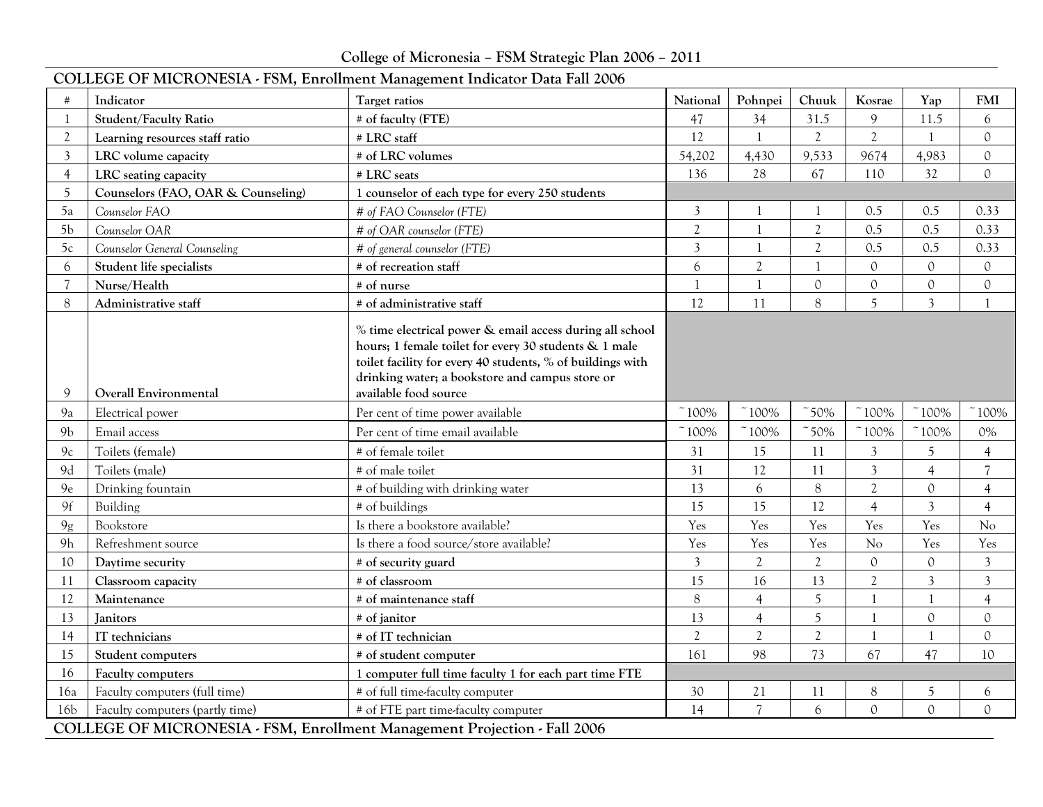## COLLEGE OF MICRONESIA - FSM, Enrollment Management Indicator Data Fall 2006

| # | Indicator | Target ratios | National | Pohnpei | Chuuk | Kosrae | Yap | FMI |
|---|---|---|---|---|---|---|---|---|
| 1 | **Student/Faculty Ratio** | **# of faculty (FTE)** | 47 | 34 | 31.5 | 9 | 11.5 | 6 |
| 2 | **Learning resources staff ratio** | **# LRC staff** | 12 | 1 | 2 | 2 | 1 | 0 |
| 3 | **LRC volume capacity** | **# of LRC volumes** | 54,202 | 4,430 | 9,533 | 9674 | 4,983 | 0 |
| 4 | **LRC seating capacity** | **# LRC seats** | 136 | 28 | 67 | 110 | 32 | 0 |
| 5 | **Counselors (FAO, OAR & Counseling)** | **1 counselor of each type for every 250 students** | | | | | | |
| 5a | *Counselor FAO* | *# of FAO Counselor (FTE)* | 3 | 1 | 1 | 0.5 | 0.5 | 0.33 |
| 5b | *Counselor OAR* | *# of OAR counselor (FTE)* | 2 | 1 | 2 | 0.5 | 0.5 | 0.33 |
| 5c | *Counselor General Counseling* | *# of general counselor (FTE)* | 3 | 1 | 2 | 0.5 | 0.5 | 0.33 |
| 6 | **Student life specialists** | **# of recreation staff** | 6 | 2 | 1 | 0 | 0 | 0 |
| 7 | **Nurse/Health** | **# of nurse** | 1 | 1 | 0 | 0 | 0 | 0 |
| 8 | **Administrative staff** | **# of administrative staff** | 12 | 11 | 8 | 5 | 3 | 1 |
| 9 | **Overall Environmental** | **% time electrical power & email access during all school hours; 1 female toilet for every 30 students & 1 male toilet facility for every 40 students, % of buildings with drinking water; a bookstore and campus store or available food source** | | | | | | |
| 9a | Electrical power | Per cent of time power available | ~100% | ~100% | ~50% | ~100% | ~100% | ~100% |
| 9b | Email access | Per cent of time email available | ~100% | ~100% | ~50% | ~100% | ~100% | 0% |
| 9c | Toilets (female) | # of female toilet | 31 | 15 | 11 | 3 | 5 | 4 |
| 9d | Toilets (male) | # of male toilet | 31 | 12 | 11 | 3 | 4 | 7 |
| 9e | Drinking fountain | # of building with drinking water | 13 | 6 | 8 | 2 | 0 | 4 |
| 9f | Building | # of buildings | 15 | 15 | 12 | 4 | 3 | 4 |
| 9g | Bookstore | Is there a bookstore available? | Yes | Yes | Yes | Yes | Yes | No |
| 9h | Refreshment source | Is there a food source/store available? | Yes | Yes | Yes | No | Yes | Yes |
| 10 | **Daytime security** | **# of security guard** | 3 | 2 | 2 | 0 | 0 | 3 |
| 11 | **Classroom capacity** | **# of classroom** | 15 | 16 | 13 | 2 | 3 | 3 |
| 12 | **Maintenance** | **# of maintenance staff** | 8 | 4 | 5 | 1 | 1 | 4 |
| 13 | **Janitors** | **# of janitor** | 13 | 4 | 5 | 1 | 0 | 0 |
| 14 | **IT technicians** | **# of IT technician** | 2 | 2 | 2 | 1 | 1 | 0 |
| 15 | **Student computers** | **# of student computer** | 161 | 98 | 73 | 67 | 47 | 10 |
| 16 | **Faculty computers** | **1 computer full time faculty 1 for each part time FTE** | | | | | | |
| 16a | Faculty computers (full time) | # of full time-faculty computer | 30 | 21 | 11 | 8 | 5 | 6 |
| 16b | Faculty computers (partly time) | # of FTE part time-faculty computer | 14 | 7 | 6 | 0 | 0 | 0 |

## COLLEGE OF MICRONESIA - FSM, Enrollment Management Projection - Fall 2006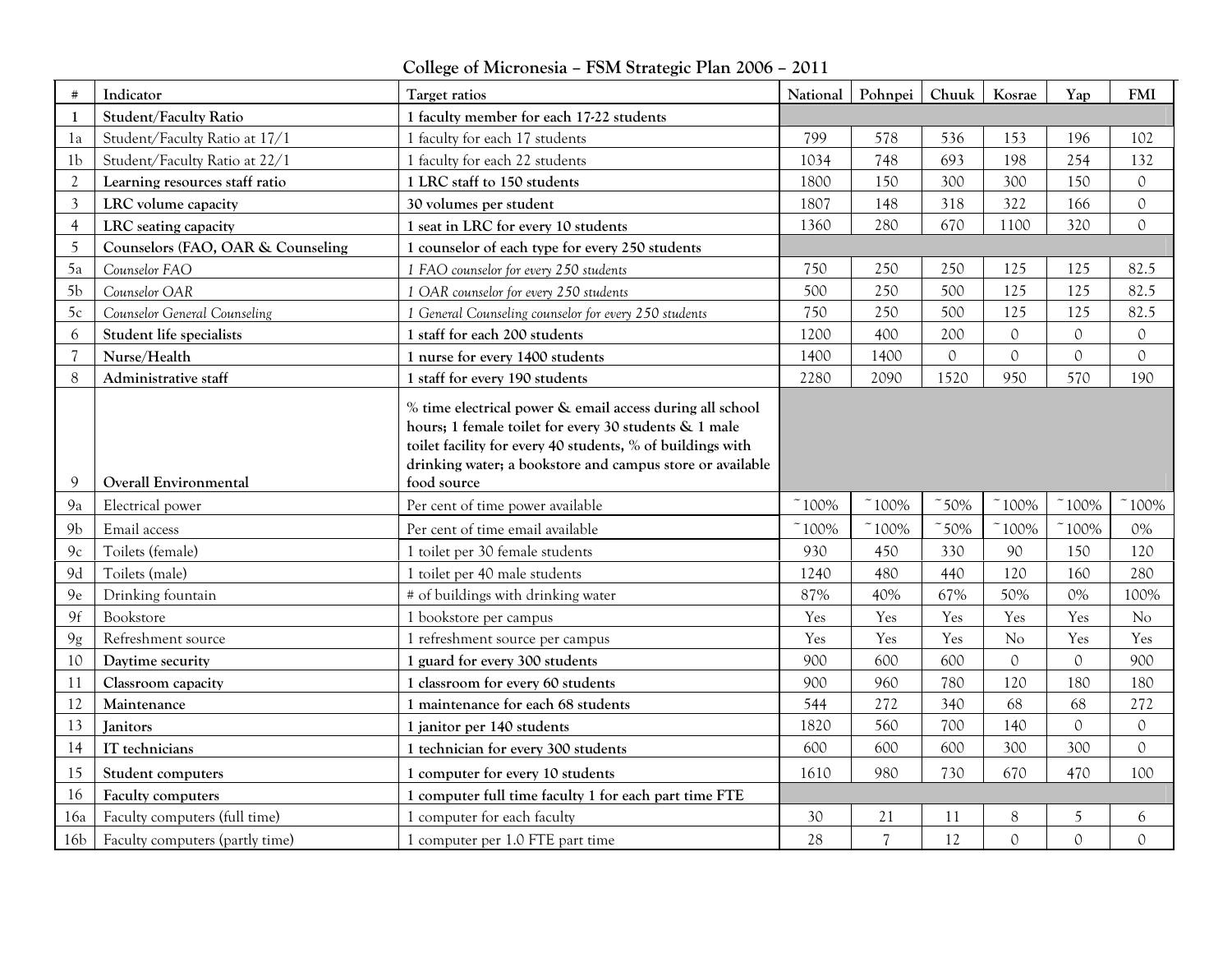# College of Micronesia – FSM Strategic Plan 2006 – 2011

| # | Indicator | Target ratios | National | Pohnpei | Chuuk | Kosrae | Yap | FMI |
|---|---|---|---|---|---|---|---|---|
| 1 | **Student/Faculty Ratio** | **1 faculty member for each 17-22 students** | | | | | | |
| 1a | Student/Faculty Ratio at 17/1 | 1 faculty for each 17 students | 799 | 578 | 536 | 153 | 196 | 102 |
| 1b | Student/Faculty Ratio at 22/1 | 1 faculty for each 22 students | 1034 | 748 | 693 | 198 | 254 | 132 |
| 2 | **Learning resources staff ratio** | **1 LRC staff to 150 students** | 1800 | 150 | 300 | 300 | 150 | 0 |
| 3 | **LRC volume capacity** | **30 volumes per student** | 1807 | 148 | 318 | 322 | 166 | 0 |
| 4 | **LRC seating capacity** | **1 seat in LRC for every 10 students** | 1360 | 280 | 670 | 1100 | 320 | 0 |
| 5 | **Counselors (FAO, OAR & Counseling** | **1 counselor of each type for every 250 students** | | | | | | |
| 5a | *Counselor FAO* | *1 FAO counselor for every 250 students* | 750 | 250 | 250 | 125 | 125 | 82.5 |
| 5b | *Counselor OAR* | *1 OAR counselor for every 250 students* | 500 | 250 | 500 | 125 | 125 | 82.5 |
| 5c | *Counselor General Counseling* | *1 General Counseling counselor for every 250 students* | 750 | 250 | 500 | 125 | 125 | 82.5 |
| 6 | **Student life specialists** | **1 staff for each 200 students** | 1200 | 400 | 200 | 0 | 0 | 0 |
| 7 | **Nurse/Health** | **1 nurse for every 1400 students** | 1400 | 1400 | 0 | 0 | 0 | 0 |
| 8 | **Administrative staff** | **1 staff for every 190 students** | 2280 | 2090 | 1520 | 950 | 570 | 190 |
| 9 | **Overall Environmental** | **% time electrical power & email access during all school hours; 1 female toilet for every 30 students & 1 male toilet facility for every 40 students, % of buildings with drinking water; a bookstore and campus store or available food source** | | | | | | |
| 9a | Electrical power | Per cent of time power available | ~100% | ~100% | ~50% | ~100% | ~100% | ~100% |
| 9b | Email access | Per cent of time email available | ~100% | ~100% | ~50% | ~100% | ~100% | 0% |
| 9c | Toilets (female) | 1 toilet per 30 female students | 930 | 450 | 330 | 90 | 150 | 120 |
| 9d | Toilets (male) | 1 toilet per 40 male students | 1240 | 480 | 440 | 120 | 160 | 280 |
| 9e | Drinking fountain | # of buildings with drinking water | 87% | 40% | 67% | 50% | 0% | 100% |
| 9f | Bookstore | 1 bookstore per campus | Yes | Yes | Yes | Yes | Yes | No |
| 9g | Refreshment source | 1 refreshment source per campus | Yes | Yes | Yes | No | Yes | Yes |
| 10 | **Daytime security** | **1 guard for every 300 students** | 900 | 600 | 600 | 0 | 0 | 900 |
| 11 | **Classroom capacity** | **1 classroom for every 60 students** | 900 | 960 | 780 | 120 | 180 | 180 |
| 12 | **Maintenance** | **1 maintenance for each 68 students** | 544 | 272 | 340 | 68 | 68 | 272 |
| 13 | **Janitors** | **1 janitor per 140 students** | 1820 | 560 | 700 | 140 | 0 | 0 |
| 14 | **IT technicians** | **1 technician for every 300 students** | 600 | 600 | 600 | 300 | 300 | 0 |
| 15 | **Student computers** | **1 computer for every 10 students** | 1610 | 980 | 730 | 670 | 470 | 100 |
| 16 | **Faculty computers** | **1 computer full time faculty 1 for each part time FTE** | | | | | | |
| 16a | Faculty computers (full time) | 1 computer for each faculty | 30 | 21 | 11 | 8 | 5 | 6 |
| 16b | Faculty computers (partly time) | 1 computer per 1.0 FTE part time | 28 | 7 | 12 | 0 | 0 | 0 |